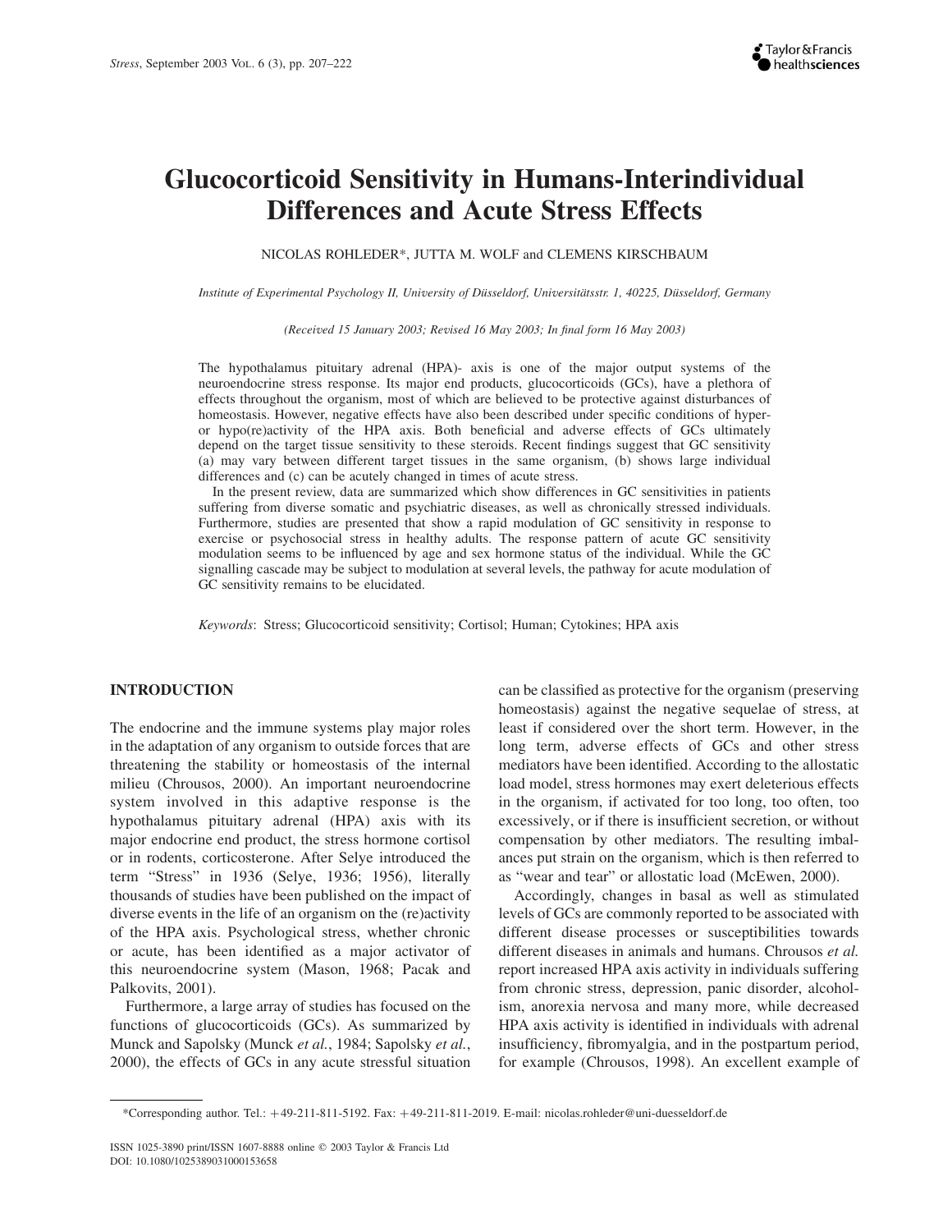# Glucocorticoid Sensitivity in Humans-Interindividual Differences and Acute Stress Effects

NICOLAS ROHLEDER*, JUTTA M. WOLF and CLEMENS KIRSCHBAUM

*Institute of Experimental Psychology II, University of Düsseldorf, Universitätsstr. 1, 40225, Düsseldorf, Germany*

*(Received 15 January 2003; Revised 16 May 2003; In final form 16 May 2003)*

The hypothalamus pituitary adrenal (HPA)- axis is one of the major output systems of the neuroendocrine stress response. Its major end products, glucocorticoids (GCs), have a plethora of effects throughout the organism, most of which are believed to be protective against disturbances of homeostasis. However, negative effects have also been described under specific conditions of hyper- or hypo(re)activity of the HPA axis. Both beneficial and adverse effects of GCs ultimately depend on the target tissue sensitivity to these steroids. Recent findings suggest that GC sensitivity (a) may vary between different target tissues in the same organism, (b) shows large individual differences and (c) can be acutely changed in times of acute stress.

In the present review, data are summarized which show differences in GC sensitivities in patients suffering from diverse somatic and psychiatric diseases, as well as chronically stressed individuals. Furthermore, studies are presented that show a rapid modulation of GC sensitivity in response to exercise or psychosocial stress in healthy adults. The response pattern of acute GC sensitivity modulation seems to be influenced by age and sex hormone status of the individual. While the GC signalling cascade may be subject to modulation at several levels, the pathway for acute modulation of GC sensitivity remains to be elucidated.

*Keywords*: Stress; Glucocorticoid sensitivity; Cortisol; Human; Cytokines; HPA axis

## INTRODUCTION

The endocrine and the immune systems play major roles in the adaptation of any organism to outside forces that are threatening the stability or homeostasis of the internal milieu (Chrousos, 2000). An important neuroendocrine system involved in this adaptive response is the hypothalamus pituitary adrenal (HPA) axis with its major endocrine end product, the stress hormone cortisol or in rodents, corticosterone. After Selye introduced the term "Stress" in 1936 (Selye, 1936; 1956), literally thousands of studies have been published on the impact of diverse events in the life of an organism on the (re)activity of the HPA axis. Psychological stress, whether chronic or acute, has been identified as a major activator of this neuroendocrine system (Mason, 1968; Pacak and Palkovits, 2001).

Furthermore, a large array of studies has focused on the functions of glucocorticoids (GCs). As summarized by Munck and Sapolsky (Munck *et al.*, 1984; Sapolsky *et al.*, 2000), the effects of GCs in any acute stressful situation can be classified as protective for the organism (preserving homeostasis) against the negative sequelae of stress, at least if considered over the short term. However, in the long term, adverse effects of GCs and other stress mediators have been identified. According to the allostatic load model, stress hormones may exert deleterious effects in the organism, if activated for too long, too often, too excessively, or if there is insufficient secretion, or without compensation by other mediators. The resulting imbalances put strain on the organism, which is then referred to as "wear and tear" or allostatic load (McEwen, 2000).

Accordingly, changes in basal as well as stimulated levels of GCs are commonly reported to be associated with different disease processes or susceptibilities towards different diseases in animals and humans. Chrousos *et al.* report increased HPA axis activity in individuals suffering from chronic stress, depression, panic disorder, alcoholism, anorexia nervosa and many more, while decreased HPA axis activity is identified in individuals with adrenal insufficiency, fibromyalgia, and in the postpartum period, for example (Chrousos, 1998). An excellent example of

*Corresponding author. Tel.: +49-211-811-5192. Fax: +49-211-811-2019. E-mail: nicolas.rohleder@uni-duesseldorf.de

ISSN 1025-3890 print/ISSN 1607-8888 online © 2003 Taylor & Francis Ltd
DOI: 10.1080/1025389031000153658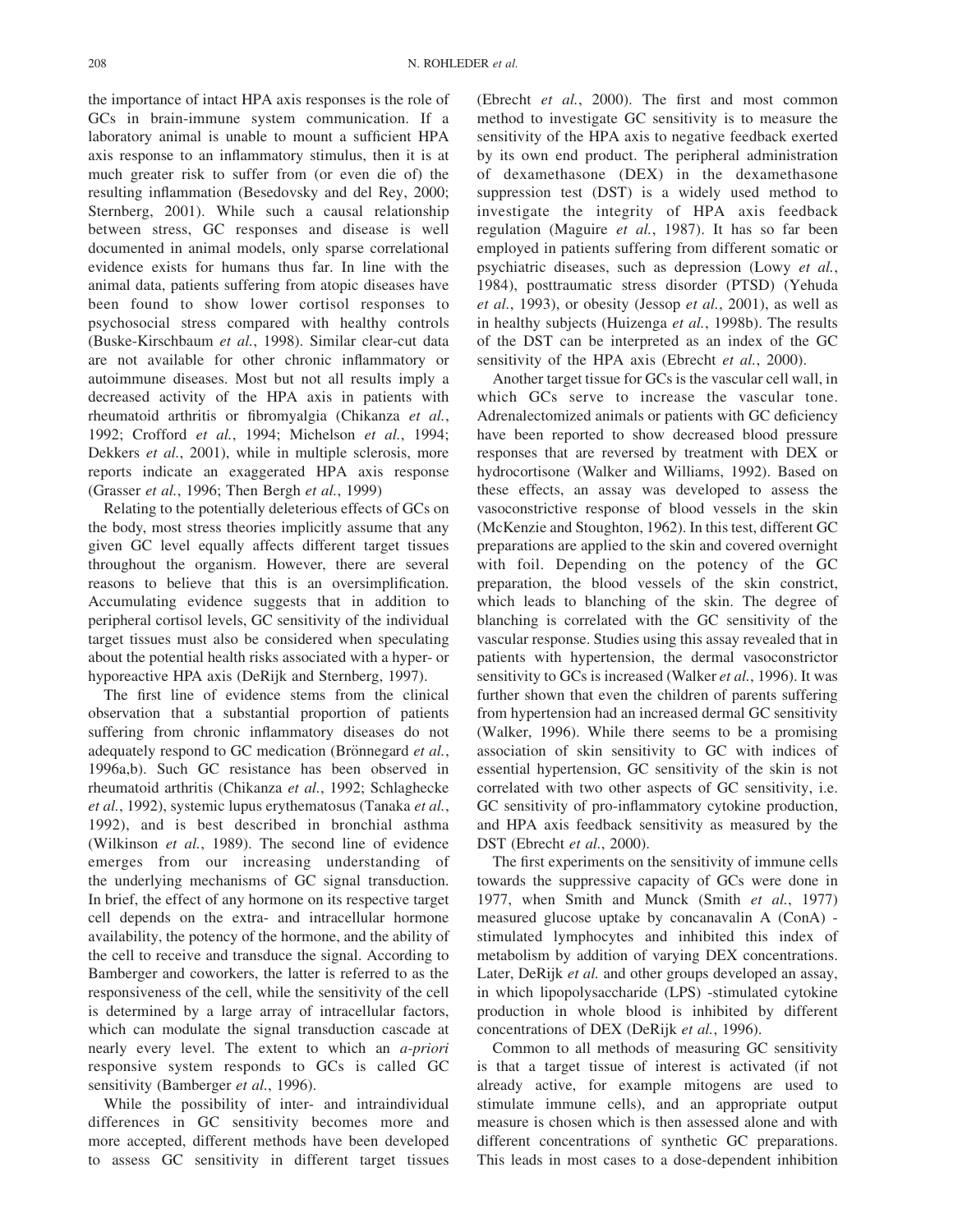the importance of intact HPA axis responses is the role of GCs in brain-immune system communication. If a laboratory animal is unable to mount a sufficient HPA axis response to an inflammatory stimulus, then it is at much greater risk to suffer from (or even die of) the resulting inflammation (Besedovsky and del Rey, 2000; Sternberg, 2001). While such a causal relationship between stress, GC responses and disease is well documented in animal models, only sparse correlational evidence exists for humans thus far. In line with the animal data, patients suffering from atopic diseases have been found to show lower cortisol responses to psychosocial stress compared with healthy controls (Buske-Kirschbaum *et al.*, 1998). Similar clear-cut data are not available for other chronic inflammatory or autoimmune diseases. Most but not all results imply a decreased activity of the HPA axis in patients with rheumatoid arthritis or fibromyalgia (Chikanza *et al.*, 1992; Crofford *et al.*, 1994; Michelson *et al.*, 1994; Dekkers *et al.*, 2001), while in multiple sclerosis, more reports indicate an exaggerated HPA axis response (Grasser *et al.*, 1996; Then Bergh *et al.*, 1999)

Relating to the potentially deleterious effects of GCs on the body, most stress theories implicitly assume that any given GC level equally affects different target tissues throughout the organism. However, there are several reasons to believe that this is an oversimplification. Accumulating evidence suggests that in addition to peripheral cortisol levels, GC sensitivity of the individual target tissues must also be considered when speculating about the potential health risks associated with a hyper- or hyporeactive HPA axis (DeRijk and Sternberg, 1997).

The first line of evidence stems from the clinical observation that a substantial proportion of patients suffering from chronic inflammatory diseases do not adequately respond to GC medication (Brönnegard *et al.*, 1996a,b). Such GC resistance has been observed in rheumatoid arthritis (Chikanza *et al.*, 1992; Schlaghecke *et al.*, 1992), systemic lupus erythematosus (Tanaka *et al.*, 1992), and is best described in bronchial asthma (Wilkinson *et al.*, 1989). The second line of evidence emerges from our increasing understanding of the underlying mechanisms of GC signal transduction. In brief, the effect of any hormone on its respective target cell depends on the extra- and intracellular hormone availability, the potency of the hormone, and the ability of the cell to receive and transduce the signal. According to Bamberger and coworkers, the latter is referred to as the responsiveness of the cell, while the sensitivity of the cell is determined by a large array of intracellular factors, which can modulate the signal transduction cascade at nearly every level. The extent to which an *a-priori* responsive system responds to GCs is called GC sensitivity (Bamberger *et al.*, 1996).

While the possibility of inter- and intraindividual differences in GC sensitivity becomes more and more accepted, different methods have been developed to assess GC sensitivity in different target tissues (Ebrecht *et al.*, 2000). The first and most common method to investigate GC sensitivity is to measure the sensitivity of the HPA axis to negative feedback exerted by its own end product. The peripheral administration of dexamethasone (DEX) in the dexamethasone suppression test (DST) is a widely used method to investigate the integrity of HPA axis feedback regulation (Maguire *et al.*, 1987). It has so far been employed in patients suffering from different somatic or psychiatric diseases, such as depression (Lowy *et al.*, 1984), posttraumatic stress disorder (PTSD) (Yehuda *et al.*, 1993), or obesity (Jessop *et al.*, 2001), as well as in healthy subjects (Huizenga *et al.*, 1998b). The results of the DST can be interpreted as an index of the GC sensitivity of the HPA axis (Ebrecht *et al.*, 2000).

Another target tissue for GCs is the vascular cell wall, in which GCs serve to increase the vascular tone. Adrenalectomized animals or patients with GC deficiency have been reported to show decreased blood pressure responses that are reversed by treatment with DEX or hydrocortisone (Walker and Williams, 1992). Based on these effects, an assay was developed to assess the vasoconstrictive response of blood vessels in the skin (McKenzie and Stoughton, 1962). In this test, different GC preparations are applied to the skin and covered overnight with foil. Depending on the potency of the GC preparation, the blood vessels of the skin constrict, which leads to blanching of the skin. The degree of blanching is correlated with the GC sensitivity of the vascular response. Studies using this assay revealed that in patients with hypertension, the dermal vasoconstrictor sensitivity to GCs is increased (Walker *et al.*, 1996). It was further shown that even the children of parents suffering from hypertension had an increased dermal GC sensitivity (Walker, 1996). While there seems to be a promising association of skin sensitivity to GC with indices of essential hypertension, GC sensitivity of the skin is not correlated with two other aspects of GC sensitivity, i.e. GC sensitivity of pro-inflammatory cytokine production, and HPA axis feedback sensitivity as measured by the DST (Ebrecht *et al.*, 2000).

The first experiments on the sensitivity of immune cells towards the suppressive capacity of GCs were done in 1977, when Smith and Munck (Smith *et al.*, 1977) measured glucose uptake by concanavalin A (ConA) - stimulated lymphocytes and inhibited this index of metabolism by addition of varying DEX concentrations. Later, DeRijk *et al.* and other groups developed an assay, in which lipopolysaccharide (LPS) -stimulated cytokine production in whole blood is inhibited by different concentrations of DEX (DeRijk *et al.*, 1996).

Common to all methods of measuring GC sensitivity is that a target tissue of interest is activated (if not already active, for example mitogens are used to stimulate immune cells), and an appropriate output measure is chosen which is then assessed alone and with different concentrations of synthetic GC preparations. This leads in most cases to a dose-dependent inhibition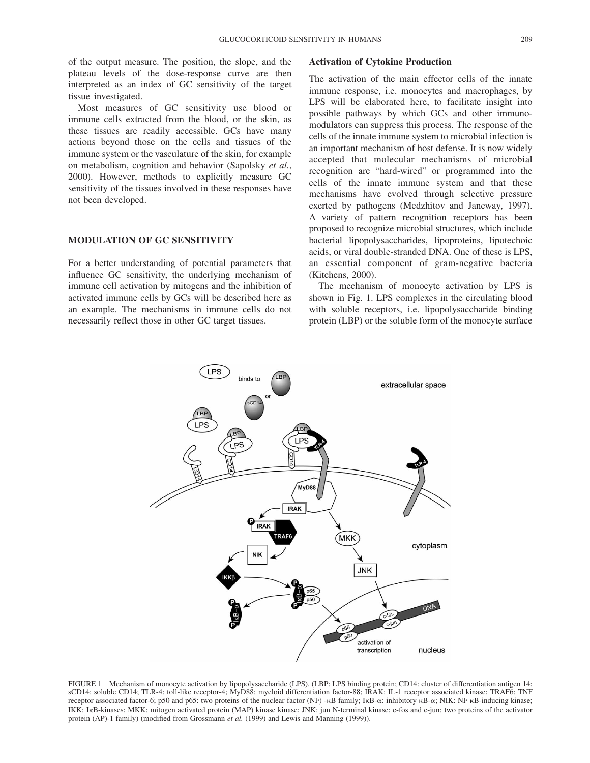of the output measure. The position, the slope, and the plateau levels of the dose-response curve are then interpreted as an index of GC sensitivity of the target tissue investigated.

Most measures of GC sensitivity use blood or immune cells extracted from the blood, or the skin, as these tissues are readily accessible. GCs have many actions beyond those on the cells and tissues of the immune system or the vasculature of the skin, for example on metabolism, cognition and behavior (Sapolsky *et al.*, 2000). However, methods to explicitly measure GC sensitivity of the tissues involved in these responses have not been developed.

## MODULATION OF GC SENSITIVITY

For a better understanding of potential parameters that influence GC sensitivity, the underlying mechanism of immune cell activation by mitogens and the inhibition of activated immune cells by GCs will be described here as an example. The mechanisms in immune cells do not necessarily reflect those in other GC target tissues.

### Activation of Cytokine Production

The activation of the main effector cells of the innate immune response, i.e. monocytes and macrophages, by LPS will be elaborated here, to facilitate insight into possible pathways by which GCs and other immunomodulators can suppress this process. The response of the cells of the innate immune system to microbial infection is an important mechanism of host defense. It is now widely accepted that molecular mechanisms of microbial recognition are "hard-wired" or programmed into the cells of the innate immune system and that these mechanisms have evolved through selective pressure exerted by pathogens (Medzhitov and Janeway, 1997). A variety of pattern recognition receptors has been proposed to recognize microbial structures, which include bacterial lipopolysaccharides, lipoproteins, lipotechoic acids, or viral double-stranded DNA. One of these is LPS, an essential component of gram-negative bacteria (Kitchens, 2000).

The mechanism of monocyte activation by LPS is shown in Fig. 1. LPS complexes in the circulating blood with soluble receptors, i.e. lipopolysaccharide binding protein (LBP) or the soluble form of the monocyte surface

FIGURE 1 Mechanism of monocyte activation by lipopolysaccharide (LPS). (LBP: LPS binding protein; CD14: cluster of differentiation antigen 14; sCD14: soluble CD14; TLR-4: toll-like receptor-4; MyD88: myeloid differentiation factor-88; IRAK: IL-1 receptor associated kinase; TRAF6: TNF receptor associated factor-6; p50 and p65: two proteins of the nuclear factor (NF) -κB family; IκB-α: inhibitory κB-α; NIK: NF κB-inducing kinase; IKK: IκB-kinases; MKK: mitogen activated protein (MAP) kinase kinase; JNK: jun N-terminal kinase; c-fos and c-jun: two proteins of the activator protein (AP)-1 family) (modified from Grossmann *et al.* (1999) and Lewis and Manning (1999)).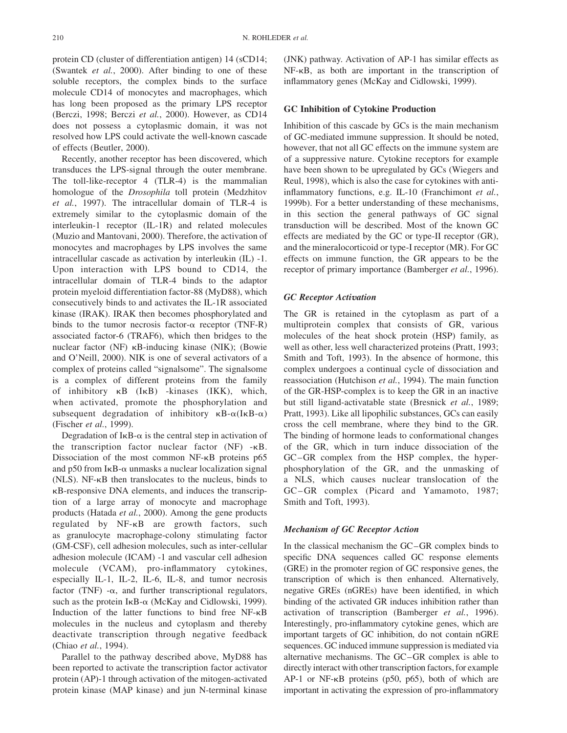protein CD (cluster of differentiation antigen) 14 (sCD14; (Swantek *et al.*, 2000). After binding to one of these soluble receptors, the complex binds to the surface molecule CD14 of monocytes and macrophages, which has long been proposed as the primary LPS receptor (Berczi, 1998; Berczi *et al.*, 2000). However, as CD14 does not possess a cytoplasmic domain, it was not resolved how LPS could activate the well-known cascade of effects (Beutler, 2000).

Recently, another receptor has been discovered, which transduces the LPS-signal through the outer membrane. The toll-like-receptor 4 (TLR-4) is the mammalian homologue of the *Drosophila* toll protein (Medzhitov *et al.*, 1997). The intracellular domain of TLR-4 is extremely similar to the cytoplasmic domain of the interleukin-1 receptor (IL-1R) and related molecules (Muzio and Mantovani, 2000). Therefore, the activation of monocytes and macrophages by LPS involves the same intracellular cascade as activation by interleukin (IL) -1. Upon interaction with LPS bound to CD14, the intracellular domain of TLR-4 binds to the adaptor protein myeloid differentiation factor-88 (MyD88), which consecutively binds to and activates the IL-1R associated kinase (IRAK). IRAK then becomes phosphorylated and binds to the tumor necrosis factor-α receptor (TNF-R) associated factor-6 (TRAF6), which then bridges to the nuclear factor (NF) κB-inducing kinase (NIK); (Bowie and O'Neill, 2000). NIK is one of several activators of a complex of proteins called "signalsome". The signalsome is a complex of different proteins from the family of inhibitory κB (IκB) -kinases (IKK), which, when activated, promote the phosphorylation and subsequent degradation of inhibitory κB-α(IκB-α) (Fischer *et al.*, 1999).

Degradation of IκB-α is the central step in activation of the transcription factor nuclear factor (NF) -κB. Dissociation of the most common NF-κB proteins p65 and p50 from IκB-α unmasks a nuclear localization signal (NLS). NF-κB then translocates to the nucleus, binds to κB-responsive DNA elements, and induces the transcription of a large array of monocyte and macrophage products (Hatada *et al.*, 2000). Among the gene products regulated by NF-κB are growth factors, such as granulocyte macrophage-colony stimulating factor (GM-CSF), cell adhesion molecules, such as inter-cellular adhesion molecule (ICAM) -1 and vascular cell adhesion molecule (VCAM), pro-inflammatory cytokines, especially IL-1, IL-2, IL-6, IL-8, and tumor necrosis factor (TNF) -α, and further transcriptional regulators, such as the protein IκB-α (McKay and Cidlowski, 1999). Induction of the latter functions to bind free NF-κB molecules in the nucleus and cytoplasm and thereby deactivate transcription through negative feedback (Chiao *et al.*, 1994).

Parallel to the pathway described above, MyD88 has been reported to activate the transcription factor activator protein (AP)-1 through activation of the mitogen-activated protein kinase (MAP kinase) and jun N-terminal kinase (JNK) pathway. Activation of AP-1 has similar effects as NF-κB, as both are important in the transcription of inflammatory genes (McKay and Cidlowski, 1999).

## GC Inhibition of Cytokine Production

Inhibition of this cascade by GCs is the main mechanism of GC-mediated immune suppression. It should be noted, however, that not all GC effects on the immune system are of a suppressive nature. Cytokine receptors for example have been shown to be upregulated by GCs (Wiegers and Reul, 1998), which is also the case for cytokines with anti-inflammatory functions, e.g. IL-10 (Franchimont *et al.*, 1999b). For a better understanding of these mechanisms, in this section the general pathways of GC signal transduction will be described. Most of the known GC effects are mediated by the GC or type-II receptor (GR), and the mineralocorticoid or type-I receptor (MR). For GC effects on immune function, the GR appears to be the receptor of primary importance (Bamberger *et al.*, 1996).

### *GC Receptor Activation*

The GR is retained in the cytoplasm as part of a multiprotein complex that consists of GR, various molecules of the heat shock protein (HSP) family, as well as other, less well characterized proteins (Pratt, 1993; Smith and Toft, 1993). In the absence of hormone, this complex undergoes a continual cycle of dissociation and reassociation (Hutchison *et al.*, 1994). The main function of the GR-HSP-complex is to keep the GR in an inactive but still ligand-activatable state (Bresnick *et al.*, 1989; Pratt, 1993). Like all lipophilic substances, GCs can easily cross the cell membrane, where they bind to the GR. The binding of hormone leads to conformational changes of the GR, which in turn induce dissociation of the GC–GR complex from the HSP complex, the hyper-phosphorylation of the GR, and the unmasking of a NLS, which causes nuclear translocation of the GC–GR complex (Picard and Yamamoto, 1987; Smith and Toft, 1993).

### *Mechanism of GC Receptor Action*

In the classical mechanism the GC–GR complex binds to specific DNA sequences called GC response elements (GRE) in the promoter region of GC responsive genes, the transcription of which is then enhanced. Alternatively, negative GREs (nGREs) have been identified, in which binding of the activated GR induces inhibition rather than activation of transcription (Bamberger *et al.*, 1996). Interestingly, pro-inflammatory cytokine genes, which are important targets of GC inhibition, do not contain nGRE sequences. GC induced immune suppression is mediated via alternative mechanisms. The GC–GR complex is able to directly interact with other transcription factors, for example AP-1 or NF-κB proteins (p50, p65), both of which are important in activating the expression of pro-inflammatory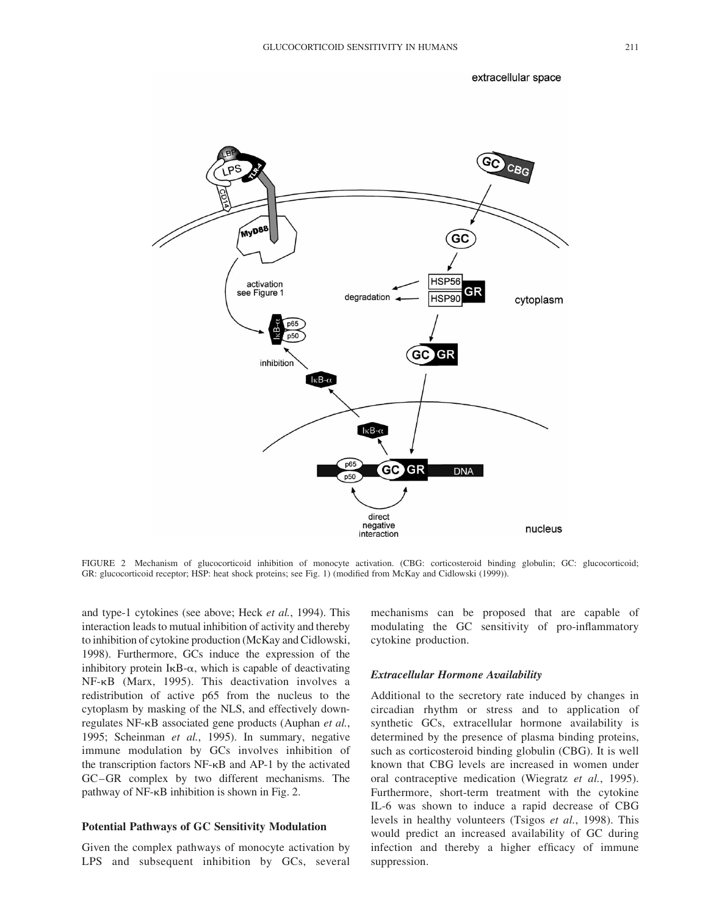FIGURE 2 Mechanism of glucocorticoid inhibition of monocyte activation. (CBG: corticosteroid binding globulin; GC: glucocorticoid; GR: glucocorticoid receptor; HSP: heat shock proteins; see Fig. 1) (modified from McKay and Cidlowski (1999)).

and type-1 cytokines (see above; Heck *et al.*, 1994). This interaction leads to mutual inhibition of activity and thereby to inhibition of cytokine production (McKay and Cidlowski, 1998). Furthermore, GCs induce the expression of the inhibitory protein IκB-α, which is capable of deactivating NF-κB (Marx, 1995). This deactivation involves a redistribution of active p65 from the nucleus to the cytoplasm by masking of the NLS, and effectively downregulates NF-κB associated gene products (Auphan *et al.*, 1995; Scheinman *et al.*, 1995). In summary, negative immune modulation by GCs involves inhibition of the transcription factors NF-κB and AP-1 by the activated GC–GR complex by two different mechanisms. The pathway of NF-κB inhibition is shown in Fig. 2.

## Potential Pathways of GC Sensitivity Modulation

Given the complex pathways of monocyte activation by LPS and subsequent inhibition by GCs, several mechanisms can be proposed that are capable of modulating the GC sensitivity of pro-inflammatory cytokine production.

### *Extracellular Hormone Availability*

Additional to the secretory rate induced by changes in circadian rhythm or stress and to application of synthetic GCs, extracellular hormone availability is determined by the presence of plasma binding proteins, such as corticosteroid binding globulin (CBG). It is well known that CBG levels are increased in women under oral contraceptive medication (Wiegratz *et al.*, 1995). Furthermore, short-term treatment with the cytokine IL-6 was shown to induce a rapid decrease of CBG levels in healthy volunteers (Tsigos *et al.*, 1998). This would predict an increased availability of GC during infection and thereby a higher efficacy of immune suppression.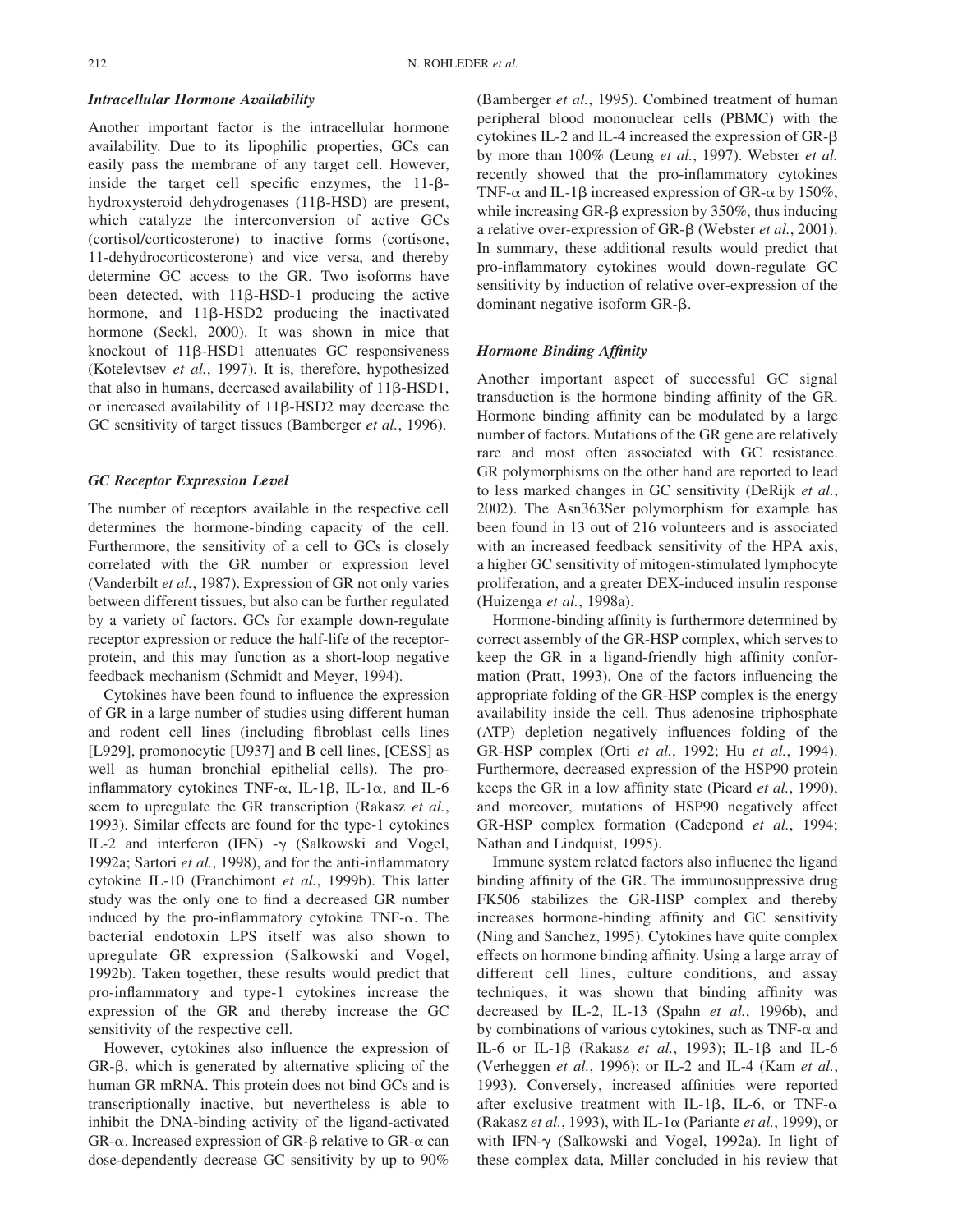### *Intracellular Hormone Availability*

Another important factor is the intracellular hormone availability. Due to its lipophilic properties, GCs can easily pass the membrane of any target cell. However, inside the target cell specific enzymes, the 11-β-hydroxysteroid dehydrogenases (11β-HSD) are present, which catalyze the interconversion of active GCs (cortisol/corticosterone) to inactive forms (cortisone, 11-dehydrocorticosterone) and vice versa, and thereby determine GC access to the GR. Two isoforms have been detected, with 11β-HSD-1 producing the active hormone, and 11β-HSD2 producing the inactivated hormone (Seckl, 2000). It was shown in mice that knockout of 11β-HSD1 attenuates GC responsiveness (Kotelevtsev *et al.*, 1997). It is, therefore, hypothesized that also in humans, decreased availability of 11β-HSD1, or increased availability of 11β-HSD2 may decrease the GC sensitivity of target tissues (Bamberger *et al.*, 1996).

### *GC Receptor Expression Level*

The number of receptors available in the respective cell determines the hormone-binding capacity of the cell. Furthermore, the sensitivity of a cell to GCs is closely correlated with the GR number or expression level (Vanderbilt *et al.*, 1987). Expression of GR not only varies between different tissues, but also can be further regulated by a variety of factors. GCs for example down-regulate receptor expression or reduce the half-life of the receptor-protein, and this may function as a short-loop negative feedback mechanism (Schmidt and Meyer, 1994).

Cytokines have been found to influence the expression of GR in a large number of studies using different human and rodent cell lines (including fibroblast cells lines [L929], promonocytic [U937] and B cell lines, [CESS] as well as human bronchial epithelial cells). The pro-inflammatory cytokines TNF-α, IL-1β, IL-1α, and IL-6 seem to upregulate the GR transcription (Rakasz *et al.*, 1993). Similar effects are found for the type-1 cytokines IL-2 and interferon (IFN) -γ (Salkowski and Vogel, 1992a; Sartori *et al.*, 1998), and for the anti-inflammatory cytokine IL-10 (Franchimont *et al.*, 1999b). This latter study was the only one to find a decreased GR number induced by the pro-inflammatory cytokine TNF-α. The bacterial endotoxin LPS itself was also shown to upregulate GR expression (Salkowski and Vogel, 1992b). Taken together, these results would predict that pro-inflammatory and type-1 cytokines increase the expression of the GR and thereby increase the GC sensitivity of the respective cell.

However, cytokines also influence the expression of GR-β, which is generated by alternative splicing of the human GR mRNA. This protein does not bind GCs and is transcriptionally inactive, but nevertheless is able to inhibit the DNA-binding activity of the ligand-activated GR-α. Increased expression of GR-β relative to GR-α can dose-dependently decrease GC sensitivity by up to 90% (Bamberger *et al.*, 1995). Combined treatment of human peripheral blood mononuclear cells (PBMC) with the cytokines IL-2 and IL-4 increased the expression of GR-β by more than 100% (Leung *et al.*, 1997). Webster *et al.* recently showed that the pro-inflammatory cytokines TNF-α and IL-1β increased expression of GR-α by 150%, while increasing GR-β expression by 350%, thus inducing a relative over-expression of GR-β (Webster *et al.*, 2001). In summary, these additional results would predict that pro-inflammatory cytokines would down-regulate GC sensitivity by induction of relative over-expression of the dominant negative isoform GR-β.

### *Hormone Binding Affinity*

Another important aspect of successful GC signal transduction is the hormone binding affinity of the GR. Hormone binding affinity can be modulated by a large number of factors. Mutations of the GR gene are relatively rare and most often associated with GC resistance. GR polymorphisms on the other hand are reported to lead to less marked changes in GC sensitivity (DeRijk *et al.*, 2002). The Asn363Ser polymorphism for example has been found in 13 out of 216 volunteers and is associated with an increased feedback sensitivity of the HPA axis, a higher GC sensitivity of mitogen-stimulated lymphocyte proliferation, and a greater DEX-induced insulin response (Huizenga *et al.*, 1998a).

Hormone-binding affinity is furthermore determined by correct assembly of the GR-HSP complex, which serves to keep the GR in a ligand-friendly high affinity conformation (Pratt, 1993). One of the factors influencing the appropriate folding of the GR-HSP complex is the energy availability inside the cell. Thus adenosine triphosphate (ATP) depletion negatively influences folding of the GR-HSP complex (Orti *et al.*, 1992; Hu *et al.*, 1994). Furthermore, decreased expression of the HSP90 protein keeps the GR in a low affinity state (Picard *et al.*, 1990), and moreover, mutations of HSP90 negatively affect GR-HSP complex formation (Cadepond *et al.*, 1994; Nathan and Lindquist, 1995).

Immune system related factors also influence the ligand binding affinity of the GR. The immunosuppressive drug FK506 stabilizes the GR-HSP complex and thereby increases hormone-binding affinity and GC sensitivity (Ning and Sanchez, 1995). Cytokines have quite complex effects on hormone binding affinity. Using a large array of different cell lines, culture conditions, and assay techniques, it was shown that binding affinity was decreased by IL-2, IL-13 (Spahn *et al.*, 1996b), and by combinations of various cytokines, such as TNF-α and IL-6 or IL-1β (Rakasz *et al.*, 1993); IL-1β and IL-6 (Verheggen *et al.*, 1996); or IL-2 and IL-4 (Kam *et al.*, 1993). Conversely, increased affinities were reported after exclusive treatment with IL-1β, IL-6, or TNF-α (Rakasz *et al.*, 1993), with IL-1α (Pariante *et al.*, 1999), or with IFN-γ (Salkowski and Vogel, 1992a). In light of these complex data, Miller concluded in his review that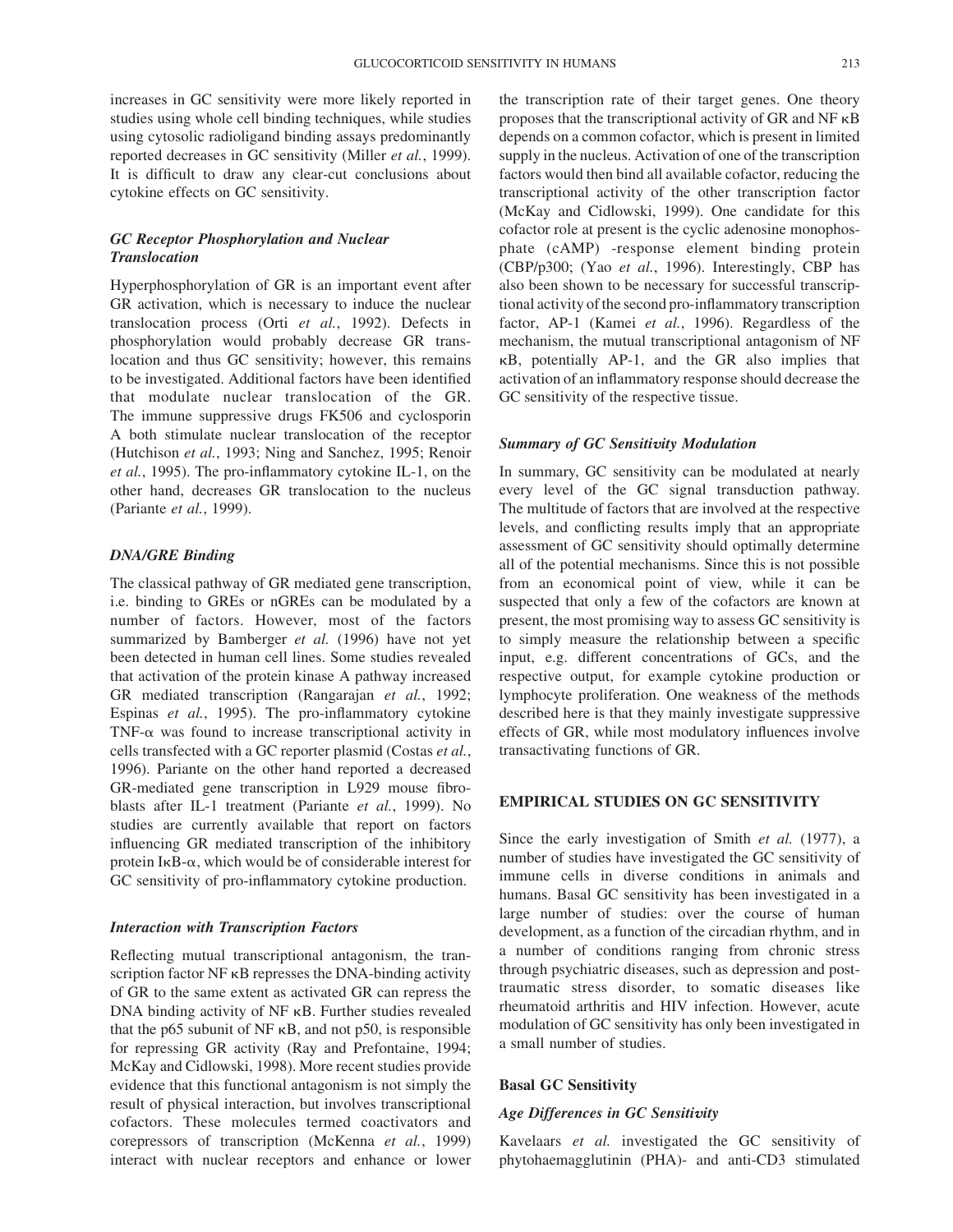increases in GC sensitivity were more likely reported in studies using whole cell binding techniques, while studies using cytosolic radioligand binding assays predominantly reported decreases in GC sensitivity (Miller *et al.*, 1999). It is difficult to draw any clear-cut conclusions about cytokine effects on GC sensitivity.

#### *GC Receptor Phosphorylation and Nuclear Translocation*

Hyperphosphorylation of GR is an important event after GR activation, which is necessary to induce the nuclear translocation process (Orti *et al.*, 1992). Defects in phosphorylation would probably decrease GR translocation and thus GC sensitivity; however, this remains to be investigated. Additional factors have been identified that modulate nuclear translocation of the GR. The immune suppressive drugs FK506 and cyclosporin A both stimulate nuclear translocation of the receptor (Hutchison *et al.*, 1993; Ning and Sanchez, 1995; Renoir *et al.*, 1995). The pro-inflammatory cytokine IL-1, on the other hand, decreases GR translocation to the nucleus (Pariante *et al.*, 1999).

#### *DNA/GRE Binding*

The classical pathway of GR mediated gene transcription, i.e. binding to GREs or nGREs can be modulated by a number of factors. However, most of the factors summarized by Bamberger *et al.* (1996) have not yet been detected in human cell lines. Some studies revealed that activation of the protein kinase A pathway increased GR mediated transcription (Rangarajan *et al.*, 1992; Espinas *et al.*, 1995). The pro-inflammatory cytokine TNF-$\alpha$ was found to increase transcriptional activity in cells transfected with a GC reporter plasmid (Costas *et al.*, 1996). Pariante on the other hand reported a decreased GR-mediated gene transcription in L929 mouse fibroblasts after IL-1 treatment (Pariante *et al.*, 1999). No studies are currently available that report on factors influencing GR mediated transcription of the inhibitory protein I$\kappa$B-$\alpha$, which would be of considerable interest for GC sensitivity of pro-inflammatory cytokine production.

#### *Interaction with Transcription Factors*

Reflecting mutual transcriptional antagonism, the transcription factor NF $\kappa$B represses the DNA-binding activity of GR to the same extent as activated GR can repress the DNA binding activity of NF $\kappa$B. Further studies revealed that the p65 subunit of NF $\kappa$B, and not p50, is responsible for repressing GR activity (Ray and Prefontaine, 1994; McKay and Cidlowski, 1998). More recent studies provide evidence that this functional antagonism is not simply the result of physical interaction, but involves transcriptional cofactors. These molecules termed coactivators and corepressors of transcription (McKenna *et al.*, 1999) interact with nuclear receptors and enhance or lower the transcription rate of their target genes. One theory proposes that the transcriptional activity of GR and NF $\kappa$B depends on a common cofactor, which is present in limited supply in the nucleus. Activation of one of the transcription factors would then bind all available cofactor, reducing the transcriptional activity of the other transcription factor (McKay and Cidlowski, 1999). One candidate for this cofactor role at present is the cyclic adenosine monophosphate (cAMP) -response element binding protein (CBP/p300; (Yao *et al.*, 1996). Interestingly, CBP has also been shown to be necessary for successful transcriptional activity of the second pro-inflammatory transcription factor, AP-1 (Kamei *et al.*, 1996). Regardless of the mechanism, the mutual transcriptional antagonism of NF $\kappa$B, potentially AP-1, and the GR also implies that activation of an inflammatory response should decrease the GC sensitivity of the respective tissue.

#### *Summary of GC Sensitivity Modulation*

In summary, GC sensitivity can be modulated at nearly every level of the GC signal transduction pathway. The multitude of factors that are involved at the respective levels, and conflicting results imply that an appropriate assessment of GC sensitivity should optimally determine all of the potential mechanisms. Since this is not possible from an economical point of view, while it can be suspected that only a few of the cofactors are known at present, the most promising way to assess GC sensitivity is to simply measure the relationship between a specific input, e.g. different concentrations of GCs, and the respective output, for example cytokine production or lymphocyte proliferation. One weakness of the methods described here is that they mainly investigate suppressive effects of GR, while most modulatory influences involve transactivating functions of GR.

## EMPIRICAL STUDIES ON GC SENSITIVITY

Since the early investigation of Smith *et al.* (1977), a number of studies have investigated the GC sensitivity of immune cells in diverse conditions in animals and humans. Basal GC sensitivity has been investigated in a large number of studies: over the course of human development, as a function of the circadian rhythm, and in a number of conditions ranging from chronic stress through psychiatric diseases, such as depression and post-traumatic stress disorder, to somatic diseases like rheumatoid arthritis and HIV infection. However, acute modulation of GC sensitivity has only been investigated in a small number of studies.

### Basal GC Sensitivity

#### *Age Differences in GC Sensitivity*

Kavelaars *et al.* investigated the GC sensitivity of phytohaemagglutinin (PHA)- and anti-CD3 stimulated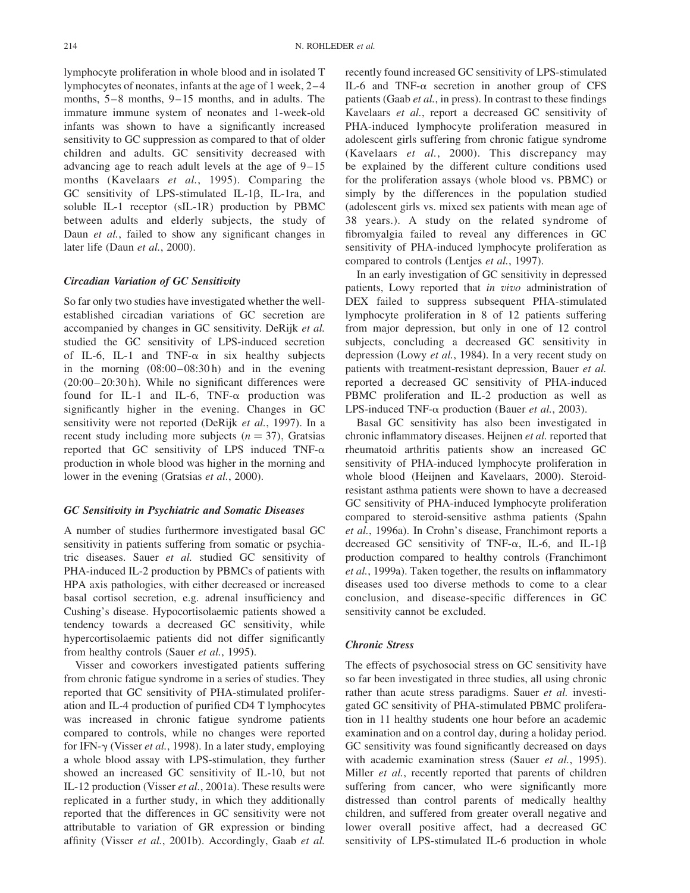lymphocyte proliferation in whole blood and in isolated T lymphocytes of neonates, infants at the age of 1 week, 2–4 months, 5–8 months, 9–15 months, and in adults. The immature immune system of neonates and 1-week-old infants was shown to have a significantly increased sensitivity to GC suppression as compared to that of older children and adults. GC sensitivity decreased with advancing age to reach adult levels at the age of 9–15 months (Kavelaars *et al.*, 1995). Comparing the GC sensitivity of LPS-stimulated IL-1β, IL-1ra, and soluble IL-1 receptor (sIL-1R) production by PBMC between adults and elderly subjects, the study of Daun *et al.*, failed to show any significant changes in later life (Daun *et al.*, 2000).

### Circadian Variation of GC Sensitivity

So far only two studies have investigated whether the well-established circadian variations of GC secretion are accompanied by changes in GC sensitivity. DeRijk *et al.* studied the GC sensitivity of LPS-induced secretion of IL-6, IL-1 and TNF-α in six healthy subjects in the morning (08:00–08:30 h) and in the evening (20:00–20:30 h). While no significant differences were found for IL-1 and IL-6, TNF-α production was significantly higher in the evening. Changes in GC sensitivity were not reported (DeRijk *et al.*, 1997). In a recent study including more subjects ($n = 37$), Gratsias reported that GC sensitivity of LPS induced TNF-α production in whole blood was higher in the morning and lower in the evening (Gratsias *et al.*, 2000).

### GC Sensitivity in Psychiatric and Somatic Diseases

A number of studies furthermore investigated basal GC sensitivity in patients suffering from somatic or psychiatric diseases. Sauer *et al.* studied GC sensitivity of PHA-induced IL-2 production by PBMCs of patients with HPA axis pathologies, with either decreased or increased basal cortisol secretion, e.g. adrenal insufficiency and Cushing's disease. Hypocortisolaemic patients showed a tendency towards a decreased GC sensitivity, while hypercortisolaemic patients did not differ significantly from healthy controls (Sauer *et al.*, 1995).

Visser and coworkers investigated patients suffering from chronic fatigue syndrome in a series of studies. They reported that GC sensitivity of PHA-stimulated proliferation and IL-4 production of purified CD4 T lymphocytes was increased in chronic fatigue syndrome patients compared to controls, while no changes were reported for IFN-γ (Visser *et al.*, 1998). In a later study, employing a whole blood assay with LPS-stimulation, they further showed an increased GC sensitivity of IL-10, but not IL-12 production (Visser *et al.*, 2001a). These results were replicated in a further study, in which they additionally reported that the differences in GC sensitivity were not attributable to variation of GR expression or binding affinity (Visser *et al.*, 2001b). Accordingly, Gaab *et al.* recently found increased GC sensitivity of LPS-stimulated IL-6 and TNF-α secretion in another group of CFS patients (Gaab *et al.*, in press). In contrast to these findings Kavelaars *et al.*, report a decreased GC sensitivity of PHA-induced lymphocyte proliferation measured in adolescent girls suffering from chronic fatigue syndrome (Kavelaars *et al.*, 2000). This discrepancy may be explained by the different culture conditions used for the proliferation assays (whole blood vs. PBMC) or simply by the differences in the population studied (adolescent girls vs. mixed sex patients with mean age of 38 years.). A study on the related syndrome of fibromyalgia failed to reveal any differences in GC sensitivity of PHA-induced lymphocyte proliferation as compared to controls (Lentjes *et al.*, 1997).

In an early investigation of GC sensitivity in depressed patients, Lowy reported that *in vivo* administration of DEX failed to suppress subsequent PHA-stimulated lymphocyte proliferation in 8 of 12 patients suffering from major depression, but only in one of 12 control subjects, concluding a decreased GC sensitivity in depression (Lowy *et al.*, 1984). In a very recent study on patients with treatment-resistant depression, Bauer *et al.* reported a decreased GC sensitivity of PHA-induced PBMC proliferation and IL-2 production as well as LPS-induced TNF-α production (Bauer *et al.*, 2003).

Basal GC sensitivity has also been investigated in chronic inflammatory diseases. Heijnen *et al.* reported that rheumatoid arthritis patients show an increased GC sensitivity of PHA-induced lymphocyte proliferation in whole blood (Heijnen and Kavelaars, 2000). Steroid-resistant asthma patients were shown to have a decreased GC sensitivity of PHA-induced lymphocyte proliferation compared to steroid-sensitive asthma patients (Spahn *et al.*, 1996a). In Crohn's disease, Franchimont reports a decreased GC sensitivity of TNF-α, IL-6, and IL-1β production compared to healthy controls (Franchimont *et al.*, 1999a). Taken together, the results on inflammatory diseases used too diverse methods to come to a clear conclusion, and disease-specific differences in GC sensitivity cannot be excluded.

### Chronic Stress

The effects of psychosocial stress on GC sensitivity have so far been investigated in three studies, all using chronic rather than acute stress paradigms. Sauer *et al.* investigated GC sensitivity of PHA-stimulated PBMC proliferation in 11 healthy students one hour before an academic examination and on a control day, during a holiday period. GC sensitivity was found significantly decreased on days with academic examination stress (Sauer *et al.*, 1995). Miller *et al.*, recently reported that parents of children suffering from cancer, who were significantly more distressed than control parents of medically healthy children, and suffered from greater overall negative and lower overall positive affect, had a decreased GC sensitivity of LPS-stimulated IL-6 production in whole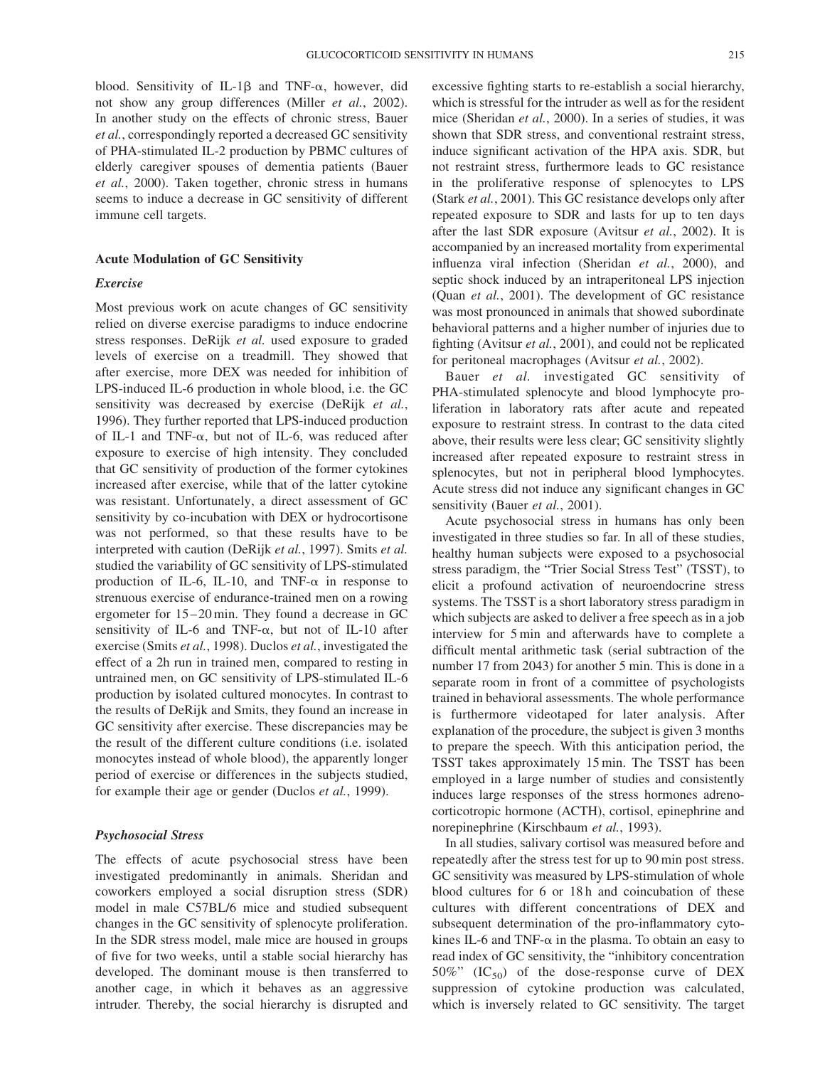blood. Sensitivity of IL-1β and TNF-α, however, did not show any group differences (Miller *et al.*, 2002). In another study on the effects of chronic stress, Bauer *et al.*, correspondingly reported a decreased GC sensitivity of PHA-stimulated IL-2 production by PBMC cultures of elderly caregiver spouses of dementia patients (Bauer *et al.*, 2000). Taken together, chronic stress in humans seems to induce a decrease in GC sensitivity of different immune cell targets.

### Acute Modulation of GC Sensitivity

#### *Exercise*

Most previous work on acute changes of GC sensitivity relied on diverse exercise paradigms to induce endocrine stress responses. DeRijk *et al.* used exposure to graded levels of exercise on a treadmill. They showed that after exercise, more DEX was needed for inhibition of LPS-induced IL-6 production in whole blood, i.e. the GC sensitivity was decreased by exercise (DeRijk *et al.*, 1996). They further reported that LPS-induced production of IL-1 and TNF-α, but not of IL-6, was reduced after exposure to exercise of high intensity. They concluded that GC sensitivity of production of the former cytokines increased after exercise, while that of the latter cytokine was resistant. Unfortunately, a direct assessment of GC sensitivity by co-incubation with DEX or hydrocortisone was not performed, so that these results have to be interpreted with caution (DeRijk *et al.*, 1997). Smits *et al.* studied the variability of GC sensitivity of LPS-stimulated production of IL-6, IL-10, and TNF-α in response to strenuous exercise of endurance-trained men on a rowing ergometer for 15–20 min. They found a decrease in GC sensitivity of IL-6 and TNF-α, but not of IL-10 after exercise (Smits *et al.*, 1998). Duclos *et al.*, investigated the effect of a 2h run in trained men, compared to resting in untrained men, on GC sensitivity of LPS-stimulated IL-6 production by isolated cultured monocytes. In contrast to the results of DeRijk and Smits, they found an increase in GC sensitivity after exercise. These discrepancies may be the result of the different culture conditions (i.e. isolated monocytes instead of whole blood), the apparently longer period of exercise or differences in the subjects studied, for example their age or gender (Duclos *et al.*, 1999).

#### *Psychosocial Stress*

The effects of acute psychosocial stress have been investigated predominantly in animals. Sheridan and coworkers employed a social disruption stress (SDR) model in male C57BL/6 mice and studied subsequent changes in the GC sensitivity of splenocyte proliferation. In the SDR stress model, male mice are housed in groups of five for two weeks, until a stable social hierarchy has developed. The dominant mouse is then transferred to another cage, in which it behaves as an aggressive intruder. Thereby, the social hierarchy is disrupted and excessive fighting starts to re-establish a social hierarchy, which is stressful for the intruder as well as for the resident mice (Sheridan *et al.*, 2000). In a series of studies, it was shown that SDR stress, and conventional restraint stress, induce significant activation of the HPA axis. SDR, but not restraint stress, furthermore leads to GC resistance in the proliferative response of splenocytes to LPS (Stark *et al.*, 2001). This GC resistance develops only after repeated exposure to SDR and lasts for up to ten days after the last SDR exposure (Avitsur *et al.*, 2002). It is accompanied by an increased mortality from experimental influenza viral infection (Sheridan *et al.*, 2000), and septic shock induced by an intraperitoneal LPS injection (Quan *et al.*, 2001). The development of GC resistance was most pronounced in animals that showed subordinate behavioral patterns and a higher number of injuries due to fighting (Avitsur *et al.*, 2001), and could not be replicated for peritoneal macrophages (Avitsur *et al.*, 2002).

Bauer *et al.* investigated GC sensitivity of PHA-stimulated splenocyte and blood lymphocyte proliferation in laboratory rats after acute and repeated exposure to restraint stress. In contrast to the data cited above, their results were less clear; GC sensitivity slightly increased after repeated exposure to restraint stress in splenocytes, but not in peripheral blood lymphocytes. Acute stress did not induce any significant changes in GC sensitivity (Bauer *et al.*, 2001).

Acute psychosocial stress in humans has only been investigated in three studies so far. In all of these studies, healthy human subjects were exposed to a psychosocial stress paradigm, the "Trier Social Stress Test" (TSST), to elicit a profound activation of neuroendocrine stress systems. The TSST is a short laboratory stress paradigm in which subjects are asked to deliver a free speech as in a job interview for 5 min and afterwards have to complete a difficult mental arithmetic task (serial subtraction of the number 17 from 2043) for another 5 min. This is done in a separate room in front of a committee of psychologists trained in behavioral assessments. The whole performance is furthermore videotaped for later analysis. After explanation of the procedure, the subject is given 3 months to prepare the speech. With this anticipation period, the TSST takes approximately 15 min. The TSST has been employed in a large number of studies and consistently induces large responses of the stress hormones adrenocorticotropic hormone (ACTH), cortisol, epinephrine and norepinephrine (Kirschbaum *et al.*, 1993).

In all studies, salivary cortisol was measured before and repeatedly after the stress test for up to 90 min post stress. GC sensitivity was measured by LPS-stimulation of whole blood cultures for 6 or 18 h and coincubation of these cultures with different concentrations of DEX and subsequent determination of the pro-inflammatory cytokines IL-6 and TNF-α in the plasma. To obtain an easy to read index of GC sensitivity, the "inhibitory concentration 50%" ($IC_{50}$) of the dose-response curve of DEX suppression of cytokine production was calculated, which is inversely related to GC sensitivity. The target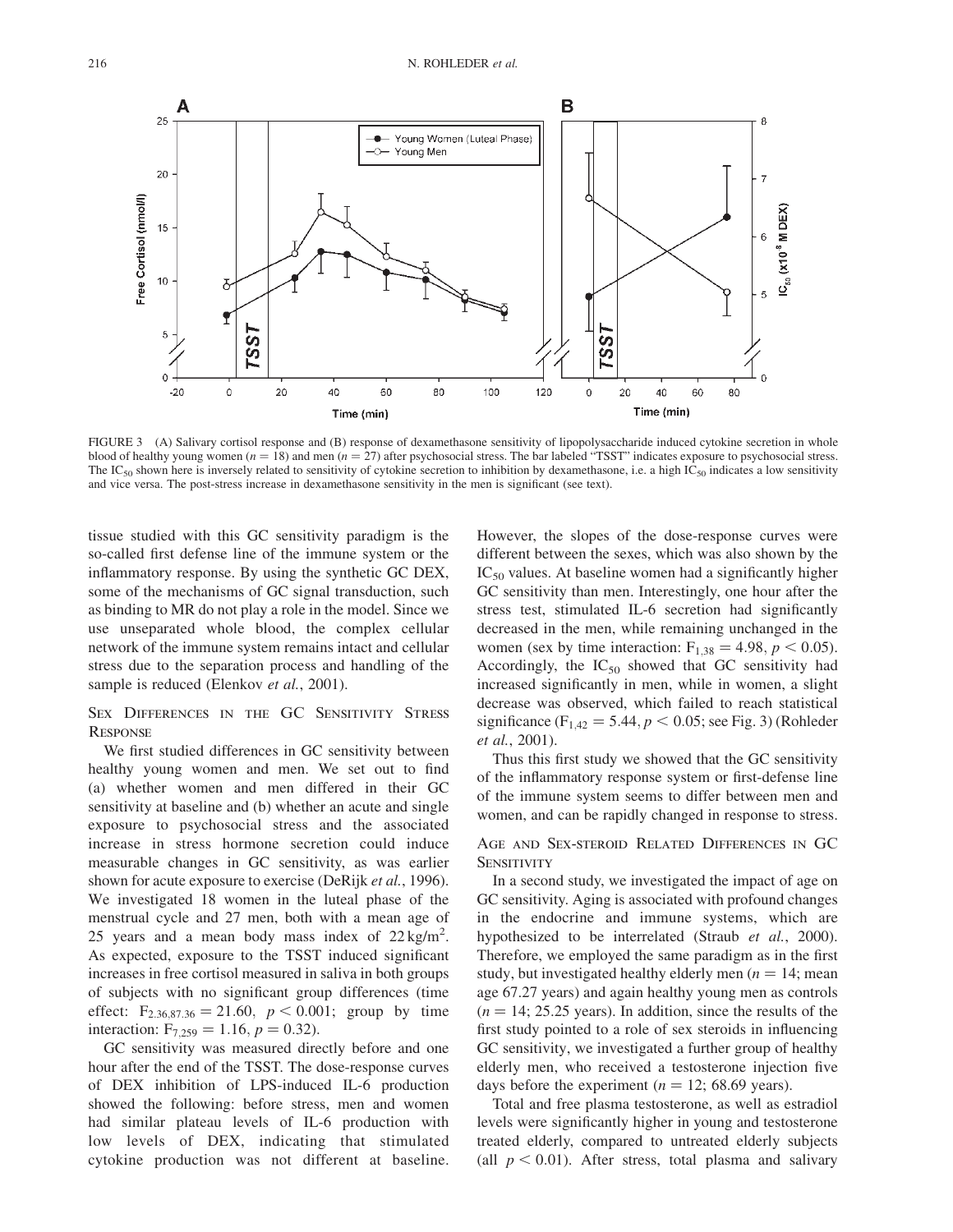FIGURE 3 (A) Salivary cortisol response and (B) response of dexamethasone sensitivity of lipopolysaccharide induced cytokine secretion in whole blood of healthy young women ($n = 18$) and men ($n = 27$) after psychosocial stress. The bar labeled "TSST" indicates exposure to psychosocial stress. The $IC_{50}$ shown here is inversely related to sensitivity of cytokine secretion to inhibition by dexamethasone, i.e. a high $IC_{50}$ indicates a low sensitivity and vice versa. The post-stress increase in dexamethasone sensitivity in the men is significant (see text).

tissue studied with this GC sensitivity paradigm is the so-called first defense line of the immune system or the inflammatory response. By using the synthetic GC DEX, some of the mechanisms of GC signal transduction, such as binding to MR do not play a role in the model. Since we use unseparated whole blood, the complex cellular network of the immune system remains intact and cellular stress due to the separation process and handling of the sample is reduced (Elenkov *et al.*, 2001).

## Sex Differences in the GC Sensitivity Stress Response

We first studied differences in GC sensitivity between healthy young women and men. We set out to find (a) whether women and men differed in their GC sensitivity at baseline and (b) whether an acute and single exposure to psychosocial stress and the associated increase in stress hormone secretion could induce measurable changes in GC sensitivity, as was earlier shown for acute exposure to exercise (DeRijk *et al.*, 1996). We investigated 18 women in the luteal phase of the menstrual cycle and 27 men, both with a mean age of 25 years and a mean body mass index of $22\,kg/m^2$. As expected, exposure to the TSST induced significant increases in free cortisol measured in saliva in both groups of subjects with no significant group differences (time effect: $F_{2.36,87.36} = 21.60$, $p < 0.001$; group by time interaction: $F_{7,259} = 1.16$, $p = 0.32$).

GC sensitivity was measured directly before and one hour after the end of the TSST. The dose-response curves of DEX inhibition of LPS-induced IL-6 production showed the following: before stress, men and women had similar plateau levels of IL-6 production with low levels of DEX, indicating that stimulated cytokine production was not different at baseline. However, the slopes of the dose-response curves were different between the sexes, which was also shown by the $IC_{50}$ values. At baseline women had a significantly higher GC sensitivity than men. Interestingly, one hour after the stress test, stimulated IL-6 secretion had significantly decreased in the men, while remaining unchanged in the women (sex by time interaction: $F_{1,38} = 4.98$, $p < 0.05$). Accordingly, the $IC_{50}$ showed that GC sensitivity had increased significantly in men, while in women, a slight decrease was observed, which failed to reach statistical significance ($F_{1,42} = 5.44$, $p < 0.05$; see Fig. 3) (Rohleder *et al.*, 2001).

Thus this first study we showed that the GC sensitivity of the inflammatory response system or first-defense line of the immune system seems to differ between men and women, and can be rapidly changed in response to stress.

## Age and Sex-steroid Related Differences in GC Sensitivity

In a second study, we investigated the impact of age on GC sensitivity. Aging is associated with profound changes in the endocrine and immune systems, which are hypothesized to be interrelated (Straub *et al.*, 2000). Therefore, we employed the same paradigm as in the first study, but investigated healthy elderly men ($n = 14$; mean age 67.27 years) and again healthy young men as controls ($n = 14$; 25.25 years). In addition, since the results of the first study pointed to a role of sex steroids in influencing GC sensitivity, we investigated a further group of healthy elderly men, who received a testosterone injection five days before the experiment ($n = 12$; 68.69 years).

Total and free plasma testosterone, as well as estradiol levels were significantly higher in young and testosterone treated elderly, compared to untreated elderly subjects (all $p < 0.01$). After stress, total plasma and salivary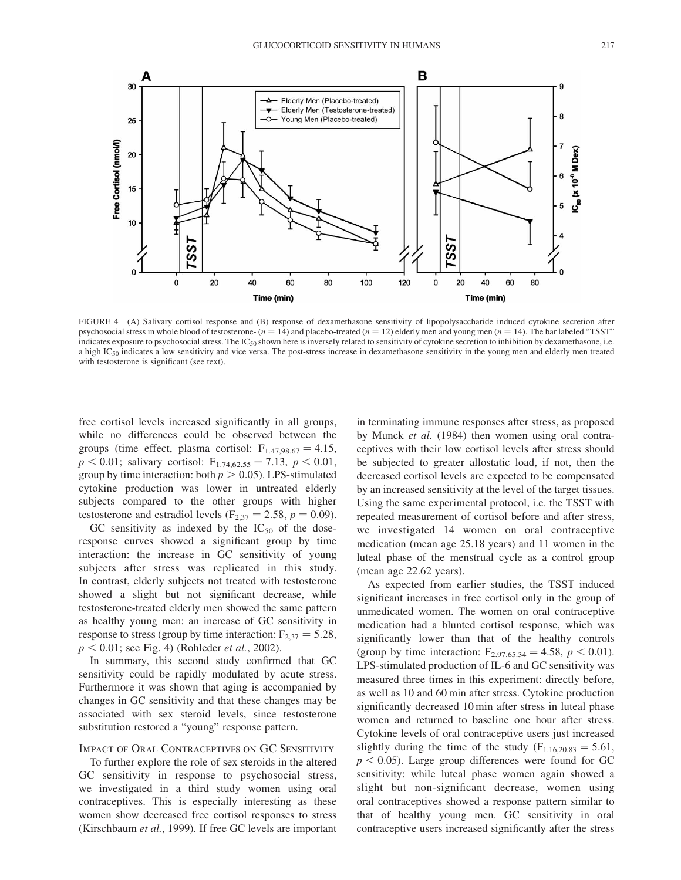FIGURE 4 (A) Salivary cortisol response and (B) response of dexamethasone sensitivity of lipopolysaccharide induced cytokine secretion after psychosocial stress in whole blood of testosterone- ($n = 14$) and placebo-treated ($n = 12$) elderly men and young men ($n = 14$). The bar labeled "TSST" indicates exposure to psychosocial stress. The $IC_{50}$ shown here is inversely related to sensitivity of cytokine secretion to inhibition by dexamethasone, i.e. a high $IC_{50}$ indicates a low sensitivity and vice versa. The post-stress increase in dexamethasone sensitivity in the young men and elderly men treated with testosterone is significant (see text).

free cortisol levels increased significantly in all groups, while no differences could be observed between the groups (time effect, plasma cortisol: $F_{1.47,98.67} = 4.15$, $p < 0.01$; salivary cortisol: $F_{1.74,62.55} = 7.13$, $p < 0.01$, group by time interaction: both $p > 0.05$). LPS-stimulated cytokine production was lower in untreated elderly subjects compared to the other groups with higher testosterone and estradiol levels ($F_{2,37} = 2.58$, $p = 0.09$).

GC sensitivity as indexed by the $IC_{50}$ of the dose-response curves showed a significant group by time interaction: the increase in GC sensitivity of young subjects after stress was replicated in this study. In contrast, elderly subjects not treated with testosterone showed a slight but not significant decrease, while testosterone-treated elderly men showed the same pattern as healthy young men: an increase of GC sensitivity in response to stress (group by time interaction: $F_{2,37} = 5.28$, $p < 0.01$; see Fig. 4) (Rohleder *et al.*, 2002).

In summary, this second study confirmed that GC sensitivity could be rapidly modulated by acute stress. Furthermore it was shown that aging is accompanied by changes in GC sensitivity and that these changes may be associated with sex steroid levels, since testosterone substitution restored a "young" response pattern.

## Impact of Oral Contraceptives on GC Sensitivity

To further explore the role of sex steroids in the altered GC sensitivity in response to psychosocial stress, we investigated in a third study women using oral contraceptives. This is especially interesting as these women show decreased free cortisol responses to stress (Kirschbaum *et al.*, 1999). If free GC levels are important in terminating immune responses after stress, as proposed by Munck *et al.* (1984) then women using oral contraceptives with their low cortisol levels after stress should be subjected to greater allostatic load, if not, then the decreased cortisol levels are expected to be compensated by an increased sensitivity at the level of the target tissues. Using the same experimental protocol, i.e. the TSST with repeated measurement of cortisol before and after stress, we investigated 14 women on oral contraceptive medication (mean age 25.18 years) and 11 women in the luteal phase of the menstrual cycle as a control group (mean age 22.62 years).

As expected from earlier studies, the TSST induced significant increases in free cortisol only in the group of unmedicated women. The women on oral contraceptive medication had a blunted cortisol response, which was significantly lower than that of the healthy controls (group by time interaction: $F_{2.97,65.34} = 4.58$, $p < 0.01$). LPS-stimulated production of IL-6 and GC sensitivity was measured three times in this experiment: directly before, as well as 10 and 60 min after stress. Cytokine production significantly decreased 10 min after stress in luteal phase women and returned to baseline one hour after stress. Cytokine levels of oral contraceptive users just increased slightly during the time of the study ($F_{1.16,20.83} = 5.61$, $p < 0.05$). Large group differences were found for GC sensitivity: while luteal phase women again showed a slight but non-significant decrease, women using oral contraceptives showed a response pattern similar to that of healthy young men. GC sensitivity in oral contraceptive users increased significantly after the stress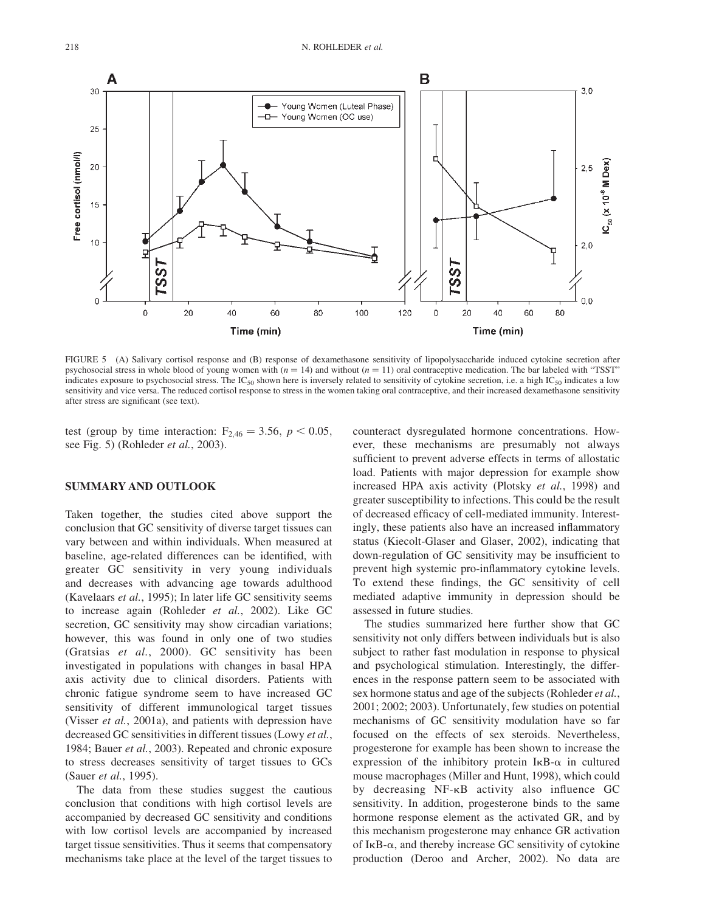FIGURE 5 (A) Salivary cortisol response and (B) response of dexamethasone sensitivity of lipopolysaccharide induced cytokine secretion after psychosocial stress in whole blood of young women with ($n = 14$) and without ($n = 11$) oral contraceptive medication. The bar labeled with "TSST" indicates exposure to psychosocial stress. The $IC_{50}$ shown here is inversely related to sensitivity of cytokine secretion, i.e. a high $IC_{50}$ indicates a low sensitivity and vice versa. The reduced cortisol response to stress in the women taking oral contraceptive, and their increased dexamethasone sensitivity after stress are significant (see text).

test (group by time interaction: $F_{2,46} = 3.56$, $p < 0.05$, see Fig. 5) (Rohleder *et al.*, 2003).

## SUMMARY AND OUTLOOK

Taken together, the studies cited above support the conclusion that GC sensitivity of diverse target tissues can vary between and within individuals. When measured at baseline, age-related differences can be identified, with greater GC sensitivity in very young individuals and decreases with advancing age towards adulthood (Kavelaars *et al.*, 1995); In later life GC sensitivity seems to increase again (Rohleder *et al.*, 2002). Like GC secretion, GC sensitivity may show circadian variations; however, this was found in only one of two studies (Gratsias *et al.*, 2000). GC sensitivity has been investigated in populations with changes in basal HPA axis activity due to clinical disorders. Patients with chronic fatigue syndrome seem to have increased GC sensitivity of different immunological target tissues (Visser *et al.*, 2001a), and patients with depression have decreased GC sensitivities in different tissues (Lowy *et al.*, 1984; Bauer *et al.*, 2003). Repeated and chronic exposure to stress decreases sensitivity of target tissues to GCs (Sauer *et al.*, 1995).

The data from these studies suggest the cautious conclusion that conditions with high cortisol levels are accompanied by decreased GC sensitivity and conditions with low cortisol levels are accompanied by increased target tissue sensitivities. Thus it seems that compensatory mechanisms take place at the level of the target tissues to counteract dysregulated hormone concentrations. However, these mechanisms are presumably not always sufficient to prevent adverse effects in terms of allostatic load. Patients with major depression for example show increased HPA axis activity (Plotsky *et al.*, 1998) and greater susceptibility to infections. This could be the result of decreased efficacy of cell-mediated immunity. Interestingly, these patients also have an increased inflammatory status (Kiecolt-Glaser and Glaser, 2002), indicating that down-regulation of GC sensitivity may be insufficient to prevent high systemic pro-inflammatory cytokine levels. To extend these findings, the GC sensitivity of cell mediated adaptive immunity in depression should be assessed in future studies.

The studies summarized here further show that GC sensitivity not only differs between individuals but is also subject to rather fast modulation in response to physical and psychological stimulation. Interestingly, the differences in the response pattern seem to be associated with sex hormone status and age of the subjects (Rohleder *et al.*, 2001; 2002; 2003). Unfortunately, few studies on potential mechanisms of GC sensitivity modulation have so far focused on the effects of sex steroids. Nevertheless, progesterone for example has been shown to increase the expression of the inhibitory protein IκB-α in cultured mouse macrophages (Miller and Hunt, 1998), which could by decreasing NF-κB activity also influence GC sensitivity. In addition, progesterone binds to the same hormone response element as the activated GR, and by this mechanism progesterone may enhance GR activation of IκB-α, and thereby increase GC sensitivity of cytokine production (Deroo and Archer, 2002). No data are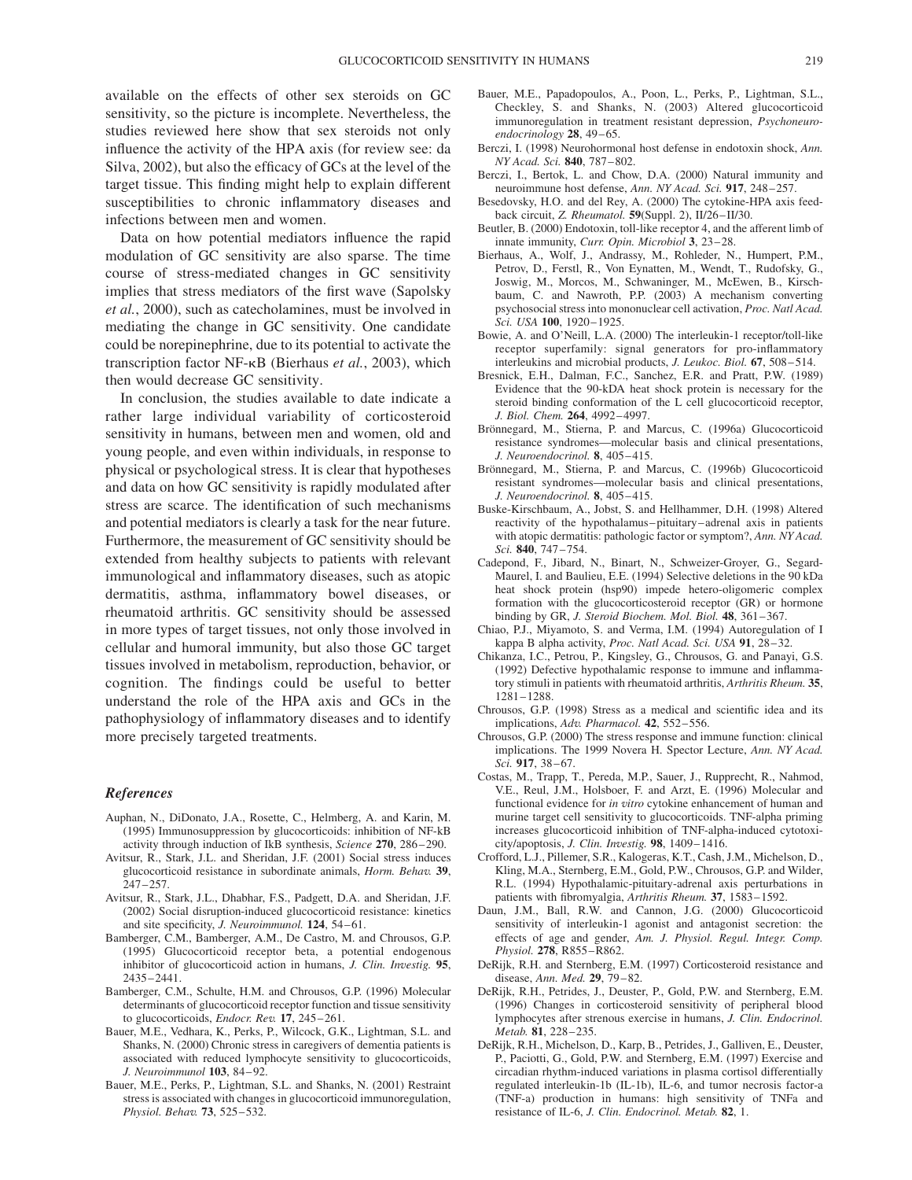available on the effects of other sex steroids on GC sensitivity, so the picture is incomplete. Nevertheless, the studies reviewed here show that sex steroids not only influence the activity of the HPA axis (for review see: da Silva, 2002), but also the efficacy of GCs at the level of the target tissue. This finding might help to explain different susceptibilities to chronic inflammatory diseases and infections between men and women.

Data on how potential mediators influence the rapid modulation of GC sensitivity are also sparse. The time course of stress-mediated changes in GC sensitivity implies that stress mediators of the first wave (Sapolsky *et al.*, 2000), such as catecholamines, must be involved in mediating the change in GC sensitivity. One candidate could be norepinephrine, due to its potential to activate the transcription factor NF-κB (Bierhaus *et al.*, 2003), which then would decrease GC sensitivity.

In conclusion, the studies available to date indicate a rather large individual variability of corticosteroid sensitivity in humans, between men and women, old and young people, and even within individuals, in response to physical or psychological stress. It is clear that hypotheses and data on how GC sensitivity is rapidly modulated after stress are scarce. The identification of such mechanisms and potential mediators is clearly a task for the near future. Furthermore, the measurement of GC sensitivity should be extended from healthy subjects to patients with relevant immunological and inflammatory diseases, such as atopic dermatitis, asthma, inflammatory bowel diseases, or rheumatoid arthritis. GC sensitivity should be assessed in more types of target tissues, not only those involved in cellular and humoral immunity, but also those GC target tissues involved in metabolism, reproduction, behavior, or cognition. The findings could be useful to better understand the role of the HPA axis and GCs in the pathophysiology of inflammatory diseases and to identify more precisely targeted treatments.

### References

Auphan, N., DiDonato, J.A., Rosette, C., Helmberg, A. and Karin, M. (1995) Immunosuppression by glucocorticoids: inhibition of NF-kB activity through induction of IkB synthesis, *Science* **270**, 286–290.

Avitsur, R., Stark, J.L. and Sheridan, J.F. (2001) Social stress induces glucocorticoid resistance in subordinate animals, *Horm. Behav.* **39**, 247–257.

Avitsur, R., Stark, J.L., Dhabhar, F.S., Padgett, D.A. and Sheridan, J.F. (2002) Social disruption-induced glucocorticoid resistance: kinetics and site specificity, *J. Neuroimmunol.* **124**, 54–61.

Bamberger, C.M., Bamberger, A.M., De Castro, M. and Chrousos, G.P. (1995) Glucocorticoid receptor beta, a potential endogenous inhibitor of glucocorticoid action in humans, *J. Clin. Investig.* **95**, 2435–2441.

Bamberger, C.M., Schulte, H.M. and Chrousos, G.P. (1996) Molecular determinants of glucocorticoid receptor function and tissue sensitivity to glucocorticoids, *Endocr. Rev.* **17**, 245–261.

Bauer, M.E., Vedhara, K., Perks, P., Wilcock, G.K., Lightman, S.L. and Shanks, N. (2000) Chronic stress in caregivers of dementia patients is associated with reduced lymphocyte sensitivity to glucocorticoids, *J. Neuroimmunol* **103**, 84–92.

Bauer, M.E., Perks, P., Lightman, S.L. and Shanks, N. (2001) Restraint stress is associated with changes in glucocorticoid immunoregulation, *Physiol. Behav.* **73**, 525–532.

Bauer, M.E., Papadopoulos, A., Poon, L., Perks, P., Lightman, S.L., Checkley, S. and Shanks, N. (2003) Altered glucocorticoid immunoregulation in treatment resistant depression, *Psychoneuroendocrinology* **28**, 49–65.

Berczi, I. (1998) Neurohormonal host defense in endotoxin shock, *Ann. NY Acad. Sci.* **840**, 787–802.

Berczi, I., Bertok, L. and Chow, D.A. (2000) Natural immunity and neuroimmune host defense, *Ann. NY Acad. Sci.* **917**, 248–257.

Besedovsky, H.O. and del Rey, A. (2000) The cytokine-HPA axis feedback circuit, *Z. Rheumatol.* **59**(Suppl. 2), II/26–II/30.

Beutler, B. (2000) Endotoxin, toll-like receptor 4, and the afferent limb of innate immunity, *Curr. Opin. Microbiol* **3**, 23–28.

Bierhaus, A., Wolf, J., Andrassy, M., Rohleder, N., Humpert, P.M., Petrov, D., Ferstl, R., Von Eynatten, M., Wendt, T., Rudofsky, G., Joswig, M., Morcos, M., Schwaninger, M., McEwen, B., Kirschbaum, C. and Nawroth, P.P. (2003) A mechanism converting psychosocial stress into mononuclear cell activation, *Proc. Natl Acad. Sci. USA* **100**, 1920–1925.

Bowie, A. and O'Neill, L.A. (2000) The interleukin-1 receptor/toll-like receptor superfamily: signal generators for pro-inflammatory interleukins and microbial products, *J. Leukoc. Biol.* **67**, 508–514.

Bresnick, E.H., Dalman, F.C., Sanchez, E.R. and Pratt, P.W. (1989) Evidence that the 90-kDA heat shock protein is necessary for the steroid binding conformation of the L cell glucocorticoid receptor, *J. Biol. Chem.* **264**, 4992–4997.

Brönnegard, M., Stierna, P. and Marcus, C. (1996a) Glucocorticoid resistance syndromes—molecular basis and clinical presentations, *J. Neuroendocrinol.* **8**, 405–415.

Brönnegard, M., Stierna, P. and Marcus, C. (1996b) Glucocorticoid resistant syndromes—molecular basis and clinical presentations, *J. Neuroendocrinol.* **8**, 405–415.

Buske-Kirschbaum, A., Jobst, S. and Hellhammer, D.H. (1998) Altered reactivity of the hypothalamus–pituitary–adrenal axis in patients with atopic dermatitis: pathologic factor or symptom?, *Ann. NY Acad. Sci.* **840**, 747–754.

Cadepond, F., Jibard, N., Binart, N., Schweizer-Groyer, G., Segard-Maurel, I. and Baulieu, E.E. (1994) Selective deletions in the 90 kDa heat shock protein (hsp90) impede hetero-oligomeric complex formation with the glucocorticosteroid receptor (GR) or hormone binding by GR, *J. Steroid Biochem. Mol. Biol.* **48**, 361–367.

Chiao, P.J., Miyamoto, S. and Verma, I.M. (1994) Autoregulation of I kappa B alpha activity, *Proc. Natl Acad. Sci. USA* **91**, 28–32.

Chikanza, I.C., Petrou, P., Kingsley, G., Chrousos, G. and Panayi, G.S. (1992) Defective hypothalamic response to immune and inflammatory stimuli in patients with rheumatoid arthritis, *Arthritis Rheum.* **35**, 1281–1288.

Chrousos, G.P. (1998) Stress as a medical and scientific idea and its implications, *Adv. Pharmacol.* **42**, 552–556.

Chrousos, G.P. (2000) The stress response and immune function: clinical implications. The 1999 Novera H. Spector Lecture, *Ann. NY Acad. Sci.* **917**, 38–67.

Costas, M., Trapp, T., Pereda, M.P., Sauer, J., Rupprecht, R., Nahmod, V.E., Reul, J.M., Holsboer, F. and Arzt, E. (1996) Molecular and functional evidence for *in vitro* cytokine enhancement of human and murine target cell sensitivity to glucocorticoids. TNF-alpha priming increases glucocorticoid inhibition of TNF-alpha-induced cytotoxicity/apoptosis, *J. Clin. Investig.* **98**, 1409–1416.

Crofford, L.J., Pillemer, S.R., Kalogeras, K.T., Cash, J.M., Michelson, D., Kling, M.A., Sternberg, E.M., Gold, P.W., Chrousos, G.P. and Wilder, R.L. (1994) Hypothalamic-pituitary-adrenal axis perturbations in patients with fibromyalgia, *Arthritis Rheum.* **37**, 1583–1592.

Daun, J.M., Ball, R.W. and Cannon, J.G. (2000) Glucocorticoid sensitivity of interleukin-1 agonist and antagonist secretion: the effects of age and gender, *Am. J. Physiol. Regul. Integr. Comp. Physiol.* **278**, R855–R862.

DeRijk, R.H. and Sternberg, E.M. (1997) Corticosteroid resistance and disease, *Ann. Med.* **29**, 79–82.

DeRijk, R.H., Petrides, J., Deuster, P., Gold, P.W. and Sternberg, E.M. (1996) Changes in corticosteroid sensitivity of peripheral blood lymphocytes after strenous exercise in humans, *J. Clin. Endocrinol. Metab.* **81**, 228–235.

DeRijk, R.H., Michelson, D., Karp, B., Petrides, J., Galliven, E., Deuster, P., Paciotti, G., Gold, P.W. and Sternberg, E.M. (1997) Exercise and circadian rhythm-induced variations in plasma cortisol differentially regulated interleukin-1b (IL-1b), IL-6, and tumor necrosis factor-a (TNF-a) production in humans: high sensitivity of TNFa and resistance of IL-6, *J. Clin. Endocrinol. Metab.* **82**, 1.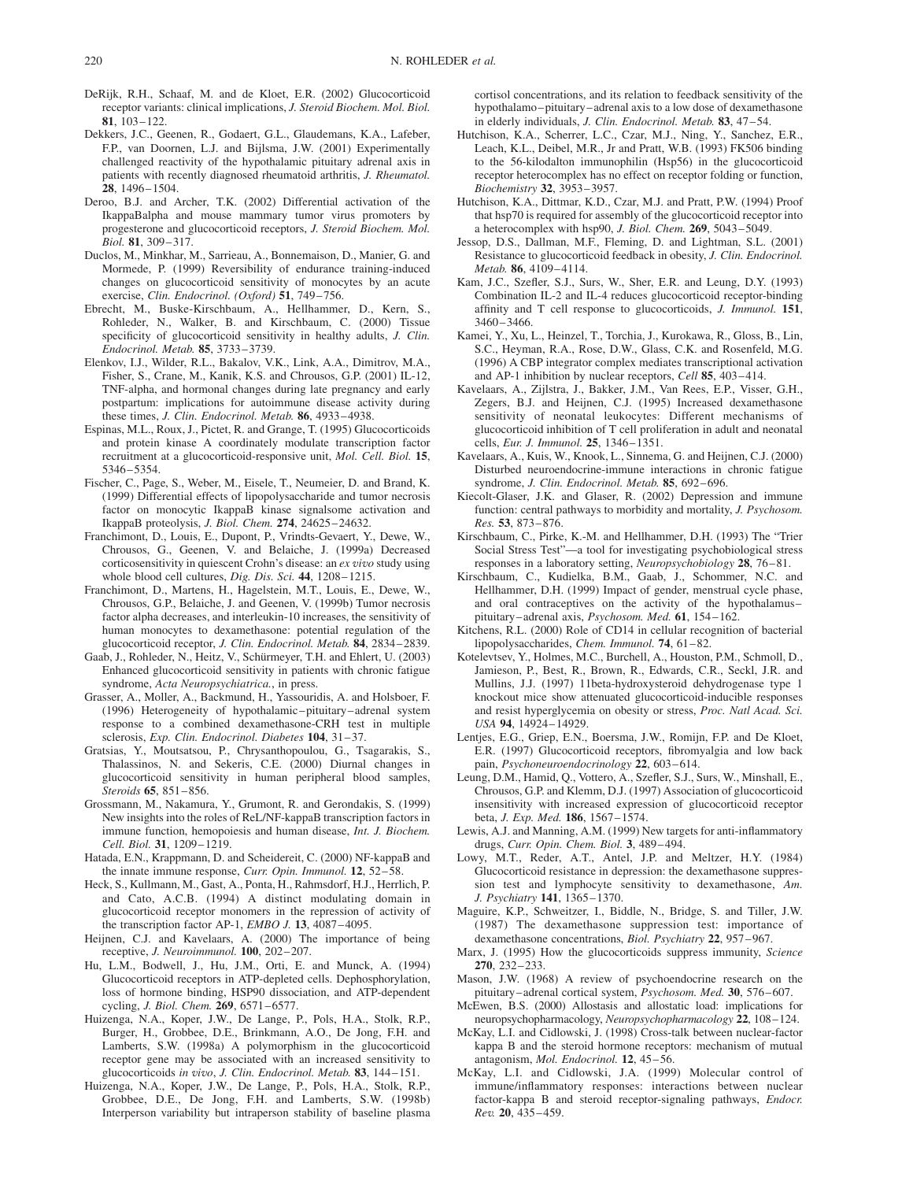DeRijk, R.H., Schaaf, M. and de Kloet, E.R. (2002) Glucocorticoid receptor variants: clinical implications, *J. Steroid Biochem. Mol. Biol.* **81**, 103–122.

Dekkers, J.C., Geenen, R., Godaert, G.L., Glaudemans, K.A., Lafeber, F.P., van Doornen, L.J. and Bijlsma, J.W. (2001) Experimentally challenged reactivity of the hypothalamic pituitary adrenal axis in patients with recently diagnosed rheumatoid arthritis, *J. Rheumatol.* **28**, 1496–1504.

Deroo, B.J. and Archer, T.K. (2002) Differential activation of the IkappaBalpha and mouse mammary tumor virus promoters by progesterone and glucocorticoid receptors, *J. Steroid Biochem. Mol. Biol.* **81**, 309–317.

Duclos, M., Minkhar, M., Sarrieau, A., Bonnemaison, D., Manier, G. and Mormede, P. (1999) Reversibility of endurance training-induced changes on glucocorticoid sensitivity of monocytes by an acute exercise, *Clin. Endocrinol. (Oxford)* **51**, 749–756.

Ebrecht, M., Buske-Kirschbaum, A., Hellhammer, D., Kern, S., Rohleder, N., Walker, B. and Kirschbaum, C. (2000) Tissue specificity of glucocorticoid sensitivity in healthy adults, *J. Clin. Endocrinol. Metab.* **85**, 3733–3739.

Elenkov, I.J., Wilder, R.L., Bakalov, V.K., Link, A.A., Dimitrov, M.A., Fisher, S., Crane, M., Kanik, K.S. and Chrousos, G.P. (2001) IL-12, TNF-alpha, and hormonal changes during late pregnancy and early postpartum: implications for autoimmune disease activity during these times, *J. Clin. Endocrinol. Metab.* **86**, 4933–4938.

Espinas, M.L., Roux, J., Pictet, R. and Grange, T. (1995) Glucocorticoids and protein kinase A coordinately modulate transcription factor recruitment at a glucocorticoid-responsive unit, *Mol. Cell. Biol.* **15**, 5346–5354.

Fischer, C., Page, S., Weber, M., Eisele, T., Neumeier, D. and Brand, K. (1999) Differential effects of lipopolysaccharide and tumor necrosis factor on monocytic IkappaB kinase signalsome activation and IkappaB proteolysis, *J. Biol. Chem.* **274**, 24625–24632.

Franchimont, D., Louis, E., Dupont, P., Vrindts-Gevaert, Y., Dewe, W., Chrousos, G., Geenen, V. and Belaiche, J. (1999a) Decreased corticosensitivity in quiescent Crohn's disease: an *ex vivo* study using whole blood cell cultures, *Dig. Dis. Sci.* **44**, 1208–1215.

Franchimont, D., Martens, H., Hagelstein, M.T., Louis, E., Dewe, W., Chrousos, G.P., Belaiche, J. and Geenen, V. (1999b) Tumor necrosis factor alpha decreases, and interleukin-10 increases, the sensitivity of human monocytes to dexamethasone: potential regulation of the glucocorticoid receptor, *J. Clin. Endocrinol. Metab.* **84**, 2834–2839.

Gaab, J., Rohleder, N., Heitz, V., Schürmeyer, T.H. and Ehlert, U. (2003) Enhanced glucocorticoid sensitivity in patients with chronic fatigue syndrome, *Acta Neuropsychiatrica.*, in press.

Grasser, A., Moller, A., Backmund, H., Yassouridis, A. and Holsboer, F. (1996) Heterogeneity of hypothalamic–pituitary–adrenal system response to a combined dexamethasone-CRH test in multiple sclerosis, *Exp. Clin. Endocrinol. Diabetes* **104**, 31–37.

Gratsias, Y., Moutsatsou, P., Chrysanthopoulou, G., Tsagarakis, S., Thalassinos, N. and Sekeris, C.E. (2000) Diurnal changes in glucocorticoid sensitivity in human peripheral blood samples, *Steroids* **65**, 851–856.

Grossmann, M., Nakamura, Y., Grumont, R. and Gerondakis, S. (1999) New insights into the roles of ReL/NF-kappaB transcription factors in immune function, hemopoiesis and human disease, *Int. J. Biochem. Cell. Biol.* **31**, 1209–1219.

Hatada, E.N., Krappmann, D. and Scheidereit, C. (2000) NF-kappaB and the innate immune response, *Curr. Opin. Immunol.* **12**, 52–58.

Heck, S., Kullmann, M., Gast, A., Ponta, H., Rahmsdorf, H.J., Herrlich, P. and Cato, A.C.B. (1994) A distinct modulating domain in glucocorticoid receptor monomers in the repression of activity of the transcription factor AP-1, *EMBO J.* **13**, 4087–4095.

Heijnen, C.J. and Kavelaars, A. (2000) The importance of being receptive, *J. Neuroimmunol.* **100**, 202–207.

Hu, L.M., Bodwell, J., Hu, J.M., Orti, E. and Munck, A. (1994) Glucocorticoid receptors in ATP-depleted cells. Dephosphorylation, loss of hormone binding, HSP90 dissociation, and ATP-dependent cycling, *J. Biol. Chem.* **269**, 6571–6577.

Huizenga, N.A., Koper, J.W., De Lange, P., Pols, H.A., Stolk, R.P., Burger, H., Grobbee, D.E., Brinkmann, A.O., De Jong, F.H. and Lamberts, S.W. (1998a) A polymorphism in the glucocorticoid receptor gene may be associated with an increased sensitivity to glucocorticoids *in vivo*, *J. Clin. Endocrinol. Metab.* **83**, 144–151.

Huizenga, N.A., Koper, J.W., De Lange, P., Pols, H.A., Stolk, R.P., Grobbee, D.E., De Jong, F.H. and Lamberts, S.W. (1998b) Interperson variability but intraperson stability of baseline plasma cortisol concentrations, and its relation to feedback sensitivity of the hypothalamo–pituitary–adrenal axis to a low dose of dexamethasone in elderly individuals, *J. Clin. Endocrinol. Metab.* **83**, 47–54.

Hutchison, K.A., Scherrer, L.C., Czar, M.J., Ning, Y., Sanchez, E.R., Leach, K.L., Deibel, M.R., Jr and Pratt, W.B. (1993) FK506 binding to the 56-kilodalton immunophilin (Hsp56) in the glucocorticoid receptor heterocomplex has no effect on receptor folding or function, *Biochemistry* **32**, 3953–3957.

Hutchison, K.A., Dittmar, K.D., Czar, M.J. and Pratt, P.W. (1994) Proof that hsp70 is required for assembly of the glucocorticoid receptor into a heterocomplex with hsp90, *J. Biol. Chem.* **269**, 5043–5049.

Jessop, D.S., Dallman, M.F., Fleming, D. and Lightman, S.L. (2001) Resistance to glucocorticoid feedback in obesity, *J. Clin. Endocrinol. Metab.* **86**, 4109–4114.

Kam, J.C., Szefler, S.J., Surs, W., Sher, E.R. and Leung, D.Y. (1993) Combination IL-2 and IL-4 reduces glucocorticoid receptor-binding affinity and T cell response to glucocorticoids, *J. Immunol.* **151**, 3460–3466.

Kamei, Y., Xu, L., Heinzel, T., Torchia, J., Kurokawa, R., Gloss, B., Lin, S.C., Heyman, R.A., Rose, D.W., Glass, C.K. and Rosenfeld, M.G. (1996) A CBP integrator complex mediates transcriptional activation and AP-1 inhibition by nuclear receptors, *Cell* **85**, 403–414.

Kavelaars, A., Zijlstra, J., Bakker, J.M., Van Rees, E.P., Visser, G.H., Zegers, B.J. and Heijnen, C.J. (1995) Increased dexamethasone sensitivity of neonatal leukocytes: Different mechanisms of glucocorticoid inhibition of T cell proliferation in adult and neonatal cells, *Eur. J. Immunol.* **25**, 1346–1351.

Kavelaars, A., Kuis, W., Knook, L., Sinnema, G. and Heijnen, C.J. (2000) Disturbed neuroendocrine-immune interactions in chronic fatigue syndrome, *J. Clin. Endocrinol. Metab.* **85**, 692–696.

Kiecolt-Glaser, J.K. and Glaser, R. (2002) Depression and immune function: central pathways to morbidity and mortality, *J. Psychosom. Res.* **53**, 873–876.

Kirschbaum, C., Pirke, K.-M. and Hellhammer, D.H. (1993) The "Trier Social Stress Test"—a tool for investigating psychobiological stress responses in a laboratory setting, *Neuropsychobiology* **28**, 76–81.

Kirschbaum, C., Kudielka, B.M., Gaab, J., Schommer, N.C. and Hellhammer, D.H. (1999) Impact of gender, menstrual cycle phase, and oral contraceptives on the activity of the hypothalamus–pituitary–adrenal axis, *Psychosom. Med.* **61**, 154–162.

Kitchens, R.L. (2000) Role of CD14 in cellular recognition of bacterial lipopolysaccharides, *Chem. Immunol.* **74**, 61–82.

Kotelevtsev, Y., Holmes, M.C., Burchell, A., Houston, P.M., Schmoll, D., Jamieson, P., Best, R., Brown, R., Edwards, C.R., Seckl, J.R. and Mullins, J.J. (1997) 11beta-hydroxysteroid dehydrogenase type 1 knockout mice show attenuated glucocorticoid-inducible responses and resist hyperglycemia on obesity or stress, *Proc. Natl Acad. Sci. USA* **94**, 14924–14929.

Lentjes, E.G., Griep, E.N., Boersma, J.W., Romijn, F.P. and De Kloet, E.R. (1997) Glucocorticoid receptors, fibromyalgia and low back pain, *Psychoneuroendocrinology* **22**, 603–614.

Leung, D.M., Hamid, Q., Vottero, A., Szefler, S.J., Surs, W., Minshall, E., Chrousos, G.P. and Klemm, D.J. (1997) Association of glucocorticoid insensitivity with increased expression of glucocorticoid receptor beta, *J. Exp. Med.* **186**, 1567–1574.

Lewis, A.J. and Manning, A.M. (1999) New targets for anti-inflammatory drugs, *Curr. Opin. Chem. Biol.* **3**, 489–494.

Lowy, M.T., Reder, A.T., Antel, J.P. and Meltzer, H.Y. (1984) Glucocorticoid resistance in depression: the dexamethasone suppression test and lymphocyte sensitivity to dexamethasone, *Am. J. Psychiatry* **141**, 1365–1370.

Maguire, K.P., Schweitzer, I., Biddle, N., Bridge, S. and Tiller, J.W. (1987) The dexamethasone suppression test: importance of dexamethasone concentrations, *Biol. Psychiatry* **22**, 957–967.

Marx, J. (1995) How the glucocorticoids suppress immunity, *Science* **270**, 232–233.

Mason, J.W. (1968) A review of psychoendocrine research on the pituitary–adrenal cortical system, *Psychosom. Med.* **30**, 576–607.

McEwen, B.S. (2000) Allostasis and allostatic load: implications for neuropsychopharmacology, *Neuropsychopharmacology* **22**, 108–124.

McKay, L.I. and Cidlowski, J. (1998) Cross-talk between nuclear-factor kappa B and the steroid hormone receptors: mechanism of mutual antagonism, *Mol. Endocrinol.* **12**, 45–56.

McKay, L.I. and Cidlowski, J.A. (1999) Molecular control of immune/inflammatory responses: interactions between nuclear factor-kappa B and steroid receptor-signaling pathways, *Endocr. Rev.* **20**, 435–459.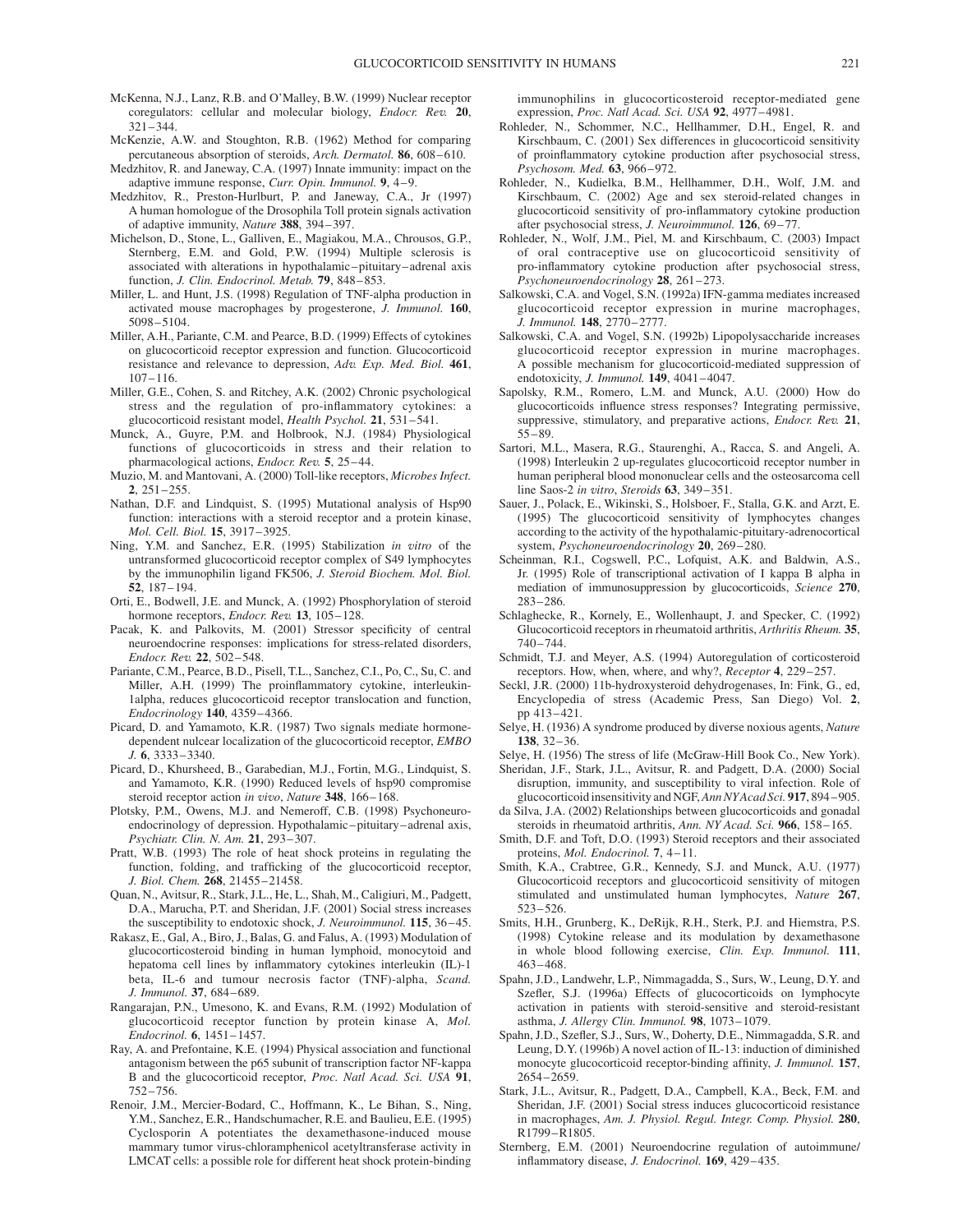McKenna, N.J., Lanz, R.B. and O'Malley, B.W. (1999) Nuclear receptor coregulators: cellular and molecular biology, *Endocr. Rev.* **20**, 321–344.

McKenzie, A.W. and Stoughton, R.B. (1962) Method for comparing percutaneous absorption of steroids, *Arch. Dermatol.* **86**, 608–610.

Medzhitov, R. and Janeway, C.A. (1997) Innate immunity: impact on the adaptive immune response, *Curr. Opin. Immunol.* **9**, 4–9.

Medzhitov, R., Preston-Hurlburt, P. and Janeway, C.A., Jr (1997) A human homologue of the Drosophila Toll protein signals activation of adaptive immunity, *Nature* **388**, 394–397.

Michelson, D., Stone, L., Galliven, E., Magiakou, M.A., Chrousos, G.P., Sternberg, E.M. and Gold, P.W. (1994) Multiple sclerosis is associated with alterations in hypothalamic–pituitary–adrenal axis function, *J. Clin. Endocrinol. Metab.* **79**, 848–853.

Miller, L. and Hunt, J.S. (1998) Regulation of TNF-alpha production in activated mouse macrophages by progesterone, *J. Immunol.* **160**, 5098–5104.

Miller, A.H., Pariante, C.M. and Pearce, B.D. (1999) Effects of cytokines on glucocorticoid receptor expression and function. Glucocorticoid resistance and relevance to depression, *Adv. Exp. Med. Biol.* **461**, 107–116.

Miller, G.E., Cohen, S. and Ritchey, A.K. (2002) Chronic psychological stress and the regulation of pro-inflammatory cytokines: a glucocorticoid resistant model, *Health Psychol.* **21**, 531–541.

Munck, A., Guyre, P.M. and Holbrook, N.J. (1984) Physiological functions of glucocorticoids in stress and their relation to pharmacological actions, *Endocr. Rev.* **5**, 25–44.

Muzio, M. and Mantovani, A. (2000) Toll-like receptors, *Microbes Infect.* **2**, 251–255.

Nathan, D.F. and Lindquist, S. (1995) Mutational analysis of Hsp90 function: interactions with a steroid receptor and a protein kinase, *Mol. Cell. Biol.* **15**, 3917–3925.

Ning, Y.M. and Sanchez, E.R. (1995) Stabilization *in vitro* of the untransformed glucocorticoid receptor complex of S49 lymphocytes by the immunophilin ligand FK506, *J. Steroid Biochem. Mol. Biol.* **52**, 187–194.

Orti, E., Bodwell, J.E. and Munck, A. (1992) Phosphorylation of steroid hormone receptors, *Endocr. Rev.* **13**, 105–128.

Pacak, K. and Palkovits, M. (2001) Stressor specificity of central neuroendocrine responses: implications for stress-related disorders, *Endocr. Rev.* **22**, 502–548.

Pariante, C.M., Pearce, B.D., Pisell, T.L., Sanchez, C.I., Po, C., Su, C. and Miller, A.H. (1999) The proinflammatory cytokine, interleukin-1alpha, reduces glucocorticoid receptor translocation and function, *Endocrinology* **140**, 4359–4366.

Picard, D. and Yamamoto, K.R. (1987) Two signals mediate hormone-dependent nulcear localization of the glucocorticoid receptor, *EMBO J.* **6**, 3333–3340.

Picard, D., Khursheed, B., Garabedian, M.J., Fortin, M.G., Lindquist, S. and Yamamoto, K.R. (1990) Reduced levels of hsp90 compromise steroid receptor action *in vivo*, *Nature* **348**, 166–168.

Plotsky, P.M., Owens, M.J. and Nemeroff, C.B. (1998) Psychoneuroendocrinology of depression. Hypothalamic–pituitary–adrenal axis, *Psychiatr. Clin. N. Am.* **21**, 293–307.

Pratt, W.B. (1993) The role of heat shock proteins in regulating the function, folding, and trafficking of the glucocorticoid receptor, *J. Biol. Chem.* **268**, 21455–21458.

Quan, N., Avitsur, R., Stark, J.L., He, L., Shah, M., Caligiuri, M., Padgett, D.A., Marucha, P.T. and Sheridan, J.F. (2001) Social stress increases the susceptibility to endotoxic shock, *J. Neuroimmunol.* **115**, 36–45.

Rakasz, E., Gal, A., Biro, J., Balas, G. and Falus, A. (1993) Modulation of glucocorticosteroid binding in human lymphoid, monocytoid and hepatoma cell lines by inflammatory cytokines interleukin (IL)-1 beta, IL-6 and tumour necrosis factor (TNF)-alpha, *Scand. J. Immunol.* **37**, 684–689.

Rangarajan, P.N., Umesono, K. and Evans, R.M. (1992) Modulation of glucocorticoid receptor function by protein kinase A, *Mol. Endocrinol.* **6**, 1451–1457.

Ray, A. and Prefontaine, K.E. (1994) Physical association and functional antagonism between the p65 subunit of transcription factor NF-kappa B and the glucocorticoid receptor, *Proc. Natl Acad. Sci. USA* **91**, 752–756.

Renoir, J.M., Mercier-Bodard, C., Hoffmann, K., Le Bihan, S., Ning, Y.M., Sanchez, E.R., Handschumacher, R.E. and Baulieu, E.E. (1995) Cyclosporin A potentiates the dexamethasone-induced mouse mammary tumor virus-chloramphenicol acetyltransferase activity in LMCAT cells: a possible role for different heat shock protein-binding immunophilins in glucocorticosteroid receptor-mediated gene expression, *Proc. Natl Acad. Sci. USA* **92**, 4977–4981.

Rohleder, N., Schommer, N.C., Hellhammer, D.H., Engel, R. and Kirschbaum, C. (2001) Sex differences in glucocorticoid sensitivity of proinflammatory cytokine production after psychosocial stress, *Psychosom. Med.* **63**, 966–972.

Rohleder, N., Kudielka, B.M., Hellhammer, D.H., Wolf, J.M. and Kirschbaum, C. (2002) Age and sex steroid-related changes in glucocorticoid sensitivity of pro-inflammatory cytokine production after psychosocial stress, *J. Neuroimmunol.* **126**, 69–77.

Rohleder, N., Wolf, J.M., Piel, M. and Kirschbaum, C. (2003) Impact of oral contraceptive use on glucocorticoid sensitivity of pro-inflammatory cytokine production after psychosocial stress, *Psychoneuroendocrinology* **28**, 261–273.

Salkowski, C.A. and Vogel, S.N. (1992a) IFN-gamma mediates increased glucocorticoid receptor expression in murine macrophages, *J. Immunol.* **148**, 2770–2777.

Salkowski, C.A. and Vogel, S.N. (1992b) Lipopolysaccharide increases glucocorticoid receptor expression in murine macrophages. A possible mechanism for glucocorticoid-mediated suppression of endotoxicity, *J. Immunol.* **149**, 4041–4047.

Sapolsky, R.M., Romero, L.M. and Munck, A.U. (2000) How do glucocorticoids influence stress responses? Integrating permissive, suppressive, stimulatory, and preparative actions, *Endocr. Rev.* **21**, 55–89.

Sartori, M.L., Masera, R.G., Staurenghi, A., Racca, S. and Angeli, A. (1998) Interleukin 2 up-regulates glucocorticoid receptor number in human peripheral blood mononuclear cells and the osteosarcoma cell line Saos-2 *in vitro*, *Steroids* **63**, 349–351.

Sauer, J., Polack, E., Wikinski, S., Holsboer, F., Stalla, G.K. and Arzt, E. (1995) The glucocorticoid sensitivity of lymphocytes changes according to the activity of the hypothalamic-pituitary-adrenocortical system, *Psychoneuroendocrinology* **20**, 269–280.

Scheinman, R.I., Cogswell, P.C., Lofquist, A.K. and Baldwin, A.S., Jr. (1995) Role of transcriptional activation of I kappa B alpha in mediation of immunosuppression by glucocorticoids, *Science* **270**, 283–286.

Schlaghecke, R., Kornely, E., Wollenhaupt, J. and Specker, C. (1992) Glucocorticoid receptors in rheumatoid arthritis, *Arthritis Rheum.* **35**, 740–744.

Schmidt, T.J. and Meyer, A.S. (1994) Autoregulation of corticosteroid receptors. How, when, where, and why?, *Receptor* **4**, 229–257.

Seckl, J.R. (2000) 11b-hydroxysteroid dehydrogenases, In: Fink, G., ed, Encyclopedia of stress (Academic Press, San Diego) Vol. **2**, pp 413–421.

Selye, H. (1936) A syndrome produced by diverse noxious agents, *Nature* **138**, 32–36.

Selye, H. (1956) The stress of life (McGraw-Hill Book Co., New York).

Sheridan, J.F., Stark, J.L., Avitsur, R. and Padgett, D.A. (2000) Social disruption, immunity, and susceptibility to viral infection. Role of glucocorticoid insensitivity and NGF, *Ann NY Acad Sci.* **917**, 894–905.

da Silva, J.A. (2002) Relationships between glucocorticoids and gonadal steroids in rheumatoid arthritis, *Ann. NY Acad. Sci.* **966**, 158–165.

Smith, D.F. and Toft, D.O. (1993) Steroid receptors and their associated proteins, *Mol. Endocrinol.* **7**, 4–11.

Smith, K.A., Crabtree, G.R., Kennedy, S.J. and Munck, A.U. (1977) Glucocorticoid receptors and glucocorticoid sensitivity of mitogen stimulated and unstimulated human lymphocytes, *Nature* **267**, 523–526.

Smits, H.H., Grunberg, K., DeRijk, R.H., Sterk, P.J. and Hiemstra, P.S. (1998) Cytokine release and its modulation by dexamethasone in whole blood following exercise, *Clin. Exp. Immunol.* **111**, 463–468.

Spahn, J.D., Landwehr, L.P., Nimmagadda, S., Surs, W., Leung, D.Y. and Szefler, S.J. (1996a) Effects of glucocorticoids on lymphocyte activation in patients with steroid-sensitive and steroid-resistant asthma, *J. Allergy Clin. Immunol.* **98**, 1073–1079.

Spahn, J.D., Szefler, S.J., Surs, W., Doherty, D.E., Nimmagadda, S.R. and Leung, D.Y. (1996b) A novel action of IL-13: induction of diminished monocyte glucocorticoid receptor-binding affinity, *J. Immunol.* **157**, 2654–2659.

Stark, J.L., Avitsur, R., Padgett, D.A., Campbell, K.A., Beck, F.M. and Sheridan, J.F. (2001) Social stress induces glucocorticoid resistance in macrophages, *Am. J. Physiol. Regul. Integr. Comp. Physiol.* **280**, R1799–R1805.

Sternberg, E.M. (2001) Neuroendocrine regulation of autoimmune/inflammatory disease, *J. Endocrinol.* **169**, 429–435.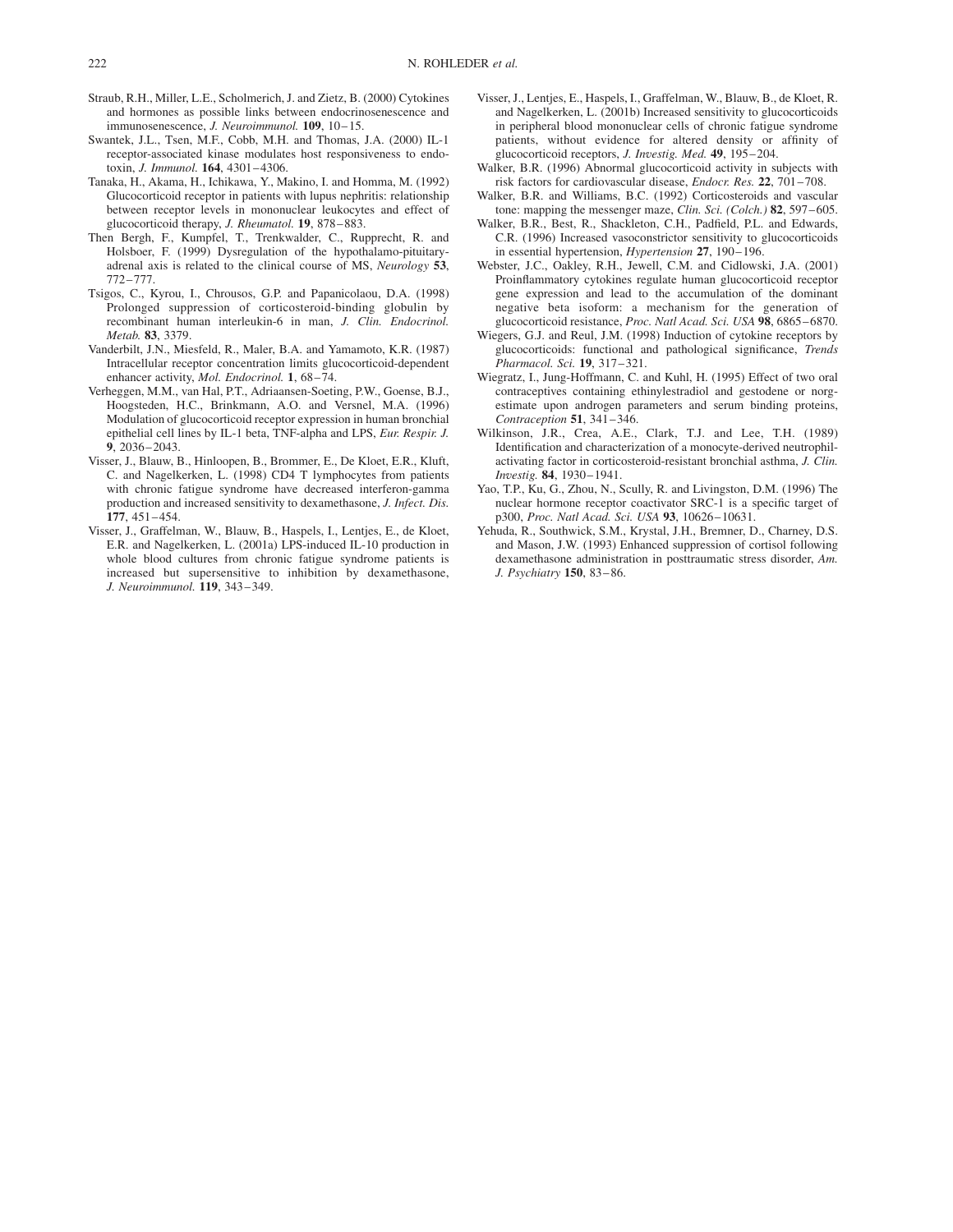Straub, R.H., Miller, L.E., Scholmerich, J. and Zietz, B. (2000) Cytokines and hormones as possible links between endocrinosenescence and immunosenescence, *J. Neuroimmunol.* **109**, 10–15.

Swantek, J.L., Tsen, M.F., Cobb, M.H. and Thomas, J.A. (2000) IL-1 receptor-associated kinase modulates host responsiveness to endotoxin, *J. Immunol.* **164**, 4301–4306.

Tanaka, H., Akama, H., Ichikawa, Y., Makino, I. and Homma, M. (1992) Glucocorticoid receptor in patients with lupus nephritis: relationship between receptor levels in mononuclear leukocytes and effect of glucocorticoid therapy, *J. Rheumatol.* **19**, 878–883.

Then Bergh, F., Kumpfel, T., Trenkwalder, C., Rupprecht, R. and Holsboer, F. (1999) Dysregulation of the hypothalamo-pituitary-adrenal axis is related to the clinical course of MS, *Neurology* **53**, 772–777.

Tsigos, C., Kyrou, I., Chrousos, G.P. and Papanicolaou, D.A. (1998) Prolonged suppression of corticosteroid-binding globulin by recombinant human interleukin-6 in man, *J. Clin. Endocrinol. Metab.* **83**, 3379.

Vanderbilt, J.N., Miesfeld, R., Maler, B.A. and Yamamoto, K.R. (1987) Intracellular receptor concentration limits glucocorticoid-dependent enhancer activity, *Mol. Endocrinol.* **1**, 68–74.

Verheggen, M.M., van Hal, P.T., Adriaansen-Soeting, P.W., Goense, B.J., Hoogsteden, H.C., Brinkmann, A.O. and Versnel, M.A. (1996) Modulation of glucocorticoid receptor expression in human bronchial epithelial cell lines by IL-1 beta, TNF-alpha and LPS, *Eur. Respir. J.* **9**, 2036–2043.

Visser, J., Blauw, B., Hinloopen, B., Brommer, E., De Kloet, E.R., Kluft, C. and Nagelkerken, L. (1998) CD4 T lymphocytes from patients with chronic fatigue syndrome have decreased interferon-gamma production and increased sensitivity to dexamethasone, *J. Infect. Dis.* **177**, 451–454.

Visser, J., Graffelman, W., Blauw, B., Haspels, I., Lentjes, E., de Kloet, E.R. and Nagelkerken, L. (2001a) LPS-induced IL-10 production in whole blood cultures from chronic fatigue syndrome patients is increased but supersensitive to inhibition by dexamethasone, *J. Neuroimmunol.* **119**, 343–349.

Visser, J., Lentjes, E., Haspels, I., Graffelman, W., Blauw, B., de Kloet, R. and Nagelkerken, L. (2001b) Increased sensitivity to glucocorticoids in peripheral blood mononuclear cells of chronic fatigue syndrome patients, without evidence for altered density or affinity of glucocorticoid receptors, *J. Investig. Med.* **49**, 195–204.

Walker, B.R. (1996) Abnormal glucocorticoid activity in subjects with risk factors for cardiovascular disease, *Endocr. Res.* **22**, 701–708.

Walker, B.R. and Williams, B.C. (1992) Corticosteroids and vascular tone: mapping the messenger maze, *Clin. Sci. (Colch.)* **82**, 597–605.

Walker, B.R., Best, R., Shackleton, C.H., Padfield, P.L. and Edwards, C.R. (1996) Increased vasoconstrictor sensitivity to glucocorticoids in essential hypertension, *Hypertension* **27**, 190–196.

Webster, J.C., Oakley, R.H., Jewell, C.M. and Cidlowski, J.A. (2001) Proinflammatory cytokines regulate human glucocorticoid receptor gene expression and lead to the accumulation of the dominant negative beta isoform: a mechanism for the generation of glucocorticoid resistance, *Proc. Natl Acad. Sci. USA* **98**, 6865–6870.

Wiegers, G.J. and Reul, J.M. (1998) Induction of cytokine receptors by glucocorticoids: functional and pathological significance, *Trends Pharmacol. Sci.* **19**, 317–321.

Wiegratz, I., Jung-Hoffmann, C. and Kuhl, H. (1995) Effect of two oral contraceptives containing ethinylestradiol and gestodene or norgestimate upon androgen parameters and serum binding proteins, *Contraception* **51**, 341–346.

Wilkinson, J.R., Crea, A.E., Clark, T.J. and Lee, T.H. (1989) Identification and characterization of a monocyte-derived neutrophil-activating factor in corticosteroid-resistant bronchial asthma, *J. Clin. Investig.* **84**, 1930–1941.

Yao, T.P., Ku, G., Zhou, N., Scully, R. and Livingston, D.M. (1996) The nuclear hormone receptor coactivator SRC-1 is a specific target of p300, *Proc. Natl Acad. Sci. USA* **93**, 10626–10631.

Yehuda, R., Southwick, S.M., Krystal, J.H., Bremner, D., Charney, D.S. and Mason, J.W. (1993) Enhanced suppression of cortisol following dexamethasone administration in posttraumatic stress disorder, *Am. J. Psychiatry* **150**, 83–86.